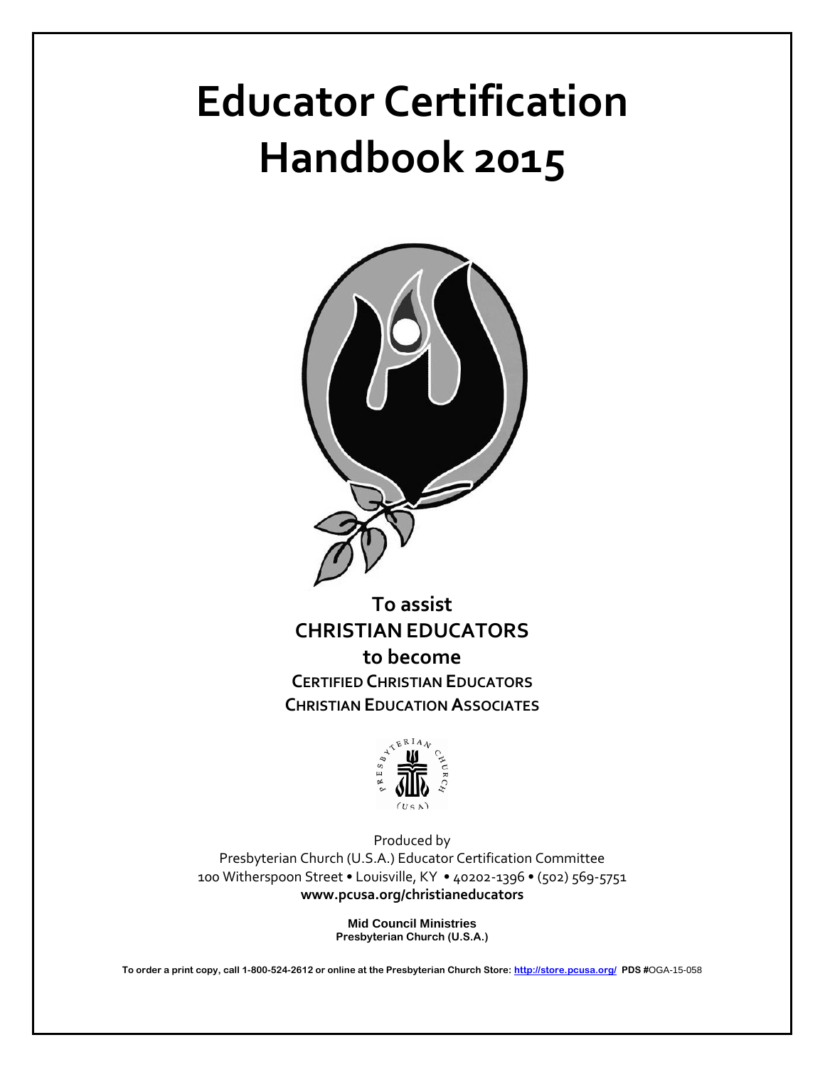# Educator Certification Handbook 2015

**To assist**
**CHRISTIAN EDUCATORS**
**to become**
**CERTIFIED CHRISTIAN EDUCATORS**
**CHRISTIAN EDUCATION ASSOCIATES**

Produced by
Presbyterian Church (U.S.A.) Educator Certification Committee
100 Witherspoon Street • Louisville, KY • 40202-1396 • (502) 569-5751
**www.pcusa.org/christianeducators**

**Mid Council Ministries**
**Presbyterian Church (U.S.A.)**

**To order a print copy, call 1-800-524-2612 or online at the Presbyterian Church Store: http://store.pcusa.org/ PDS #**OGA-15-058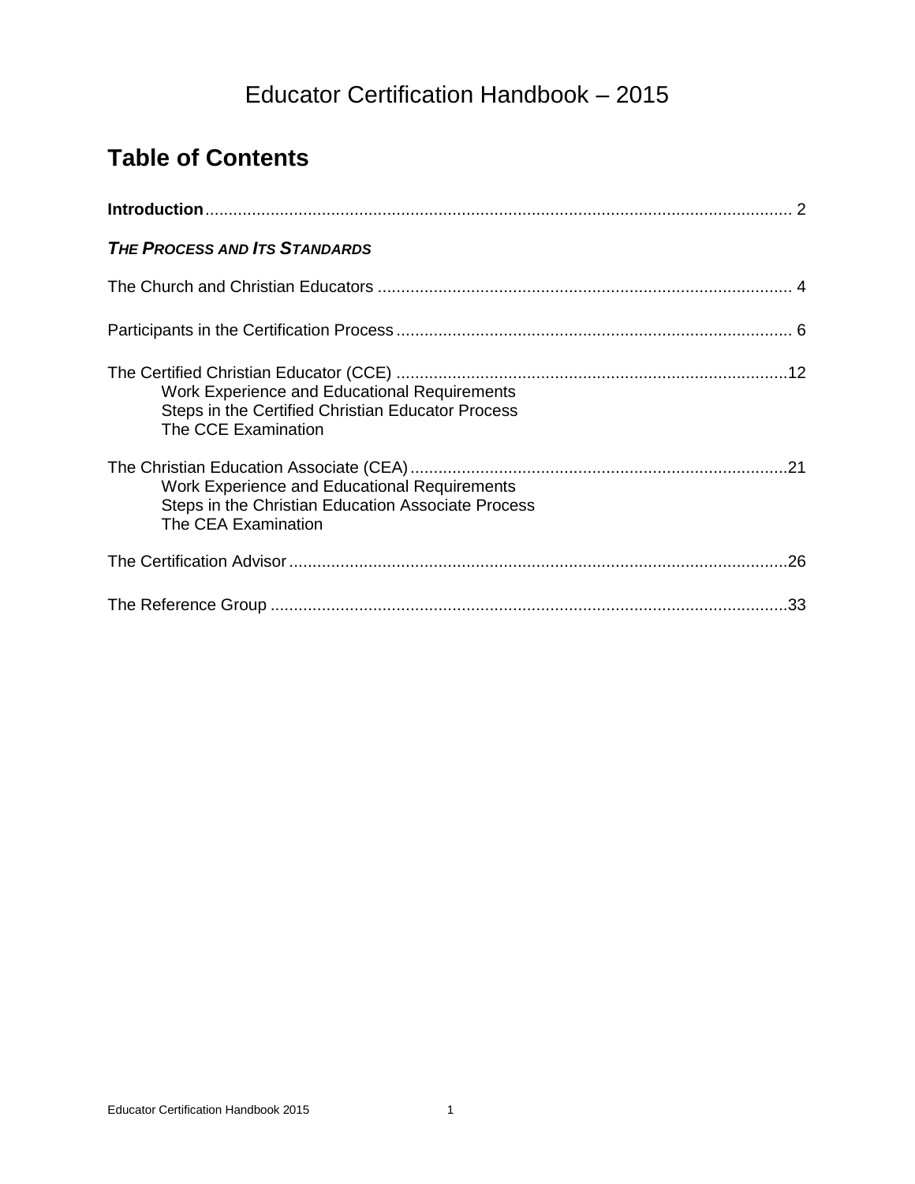# Educator Certification Handbook – 2015

## Table of Contents

**Introduction** ............ 2

***THE PROCESS AND ITS STANDARDS***

The Church and Christian Educators ............ 4

Participants in the Certification Process ............ 6

The Certified Christian Educator (CCE) ............ 12
- Work Experience and Educational Requirements
- Steps in the Certified Christian Educator Process
- The CCE Examination

The Christian Education Associate (CEA) ............ 21
- Work Experience and Educational Requirements
- Steps in the Christian Education Associate Process
- The CEA Examination

The Certification Advisor ............ 26

The Reference Group ............ 33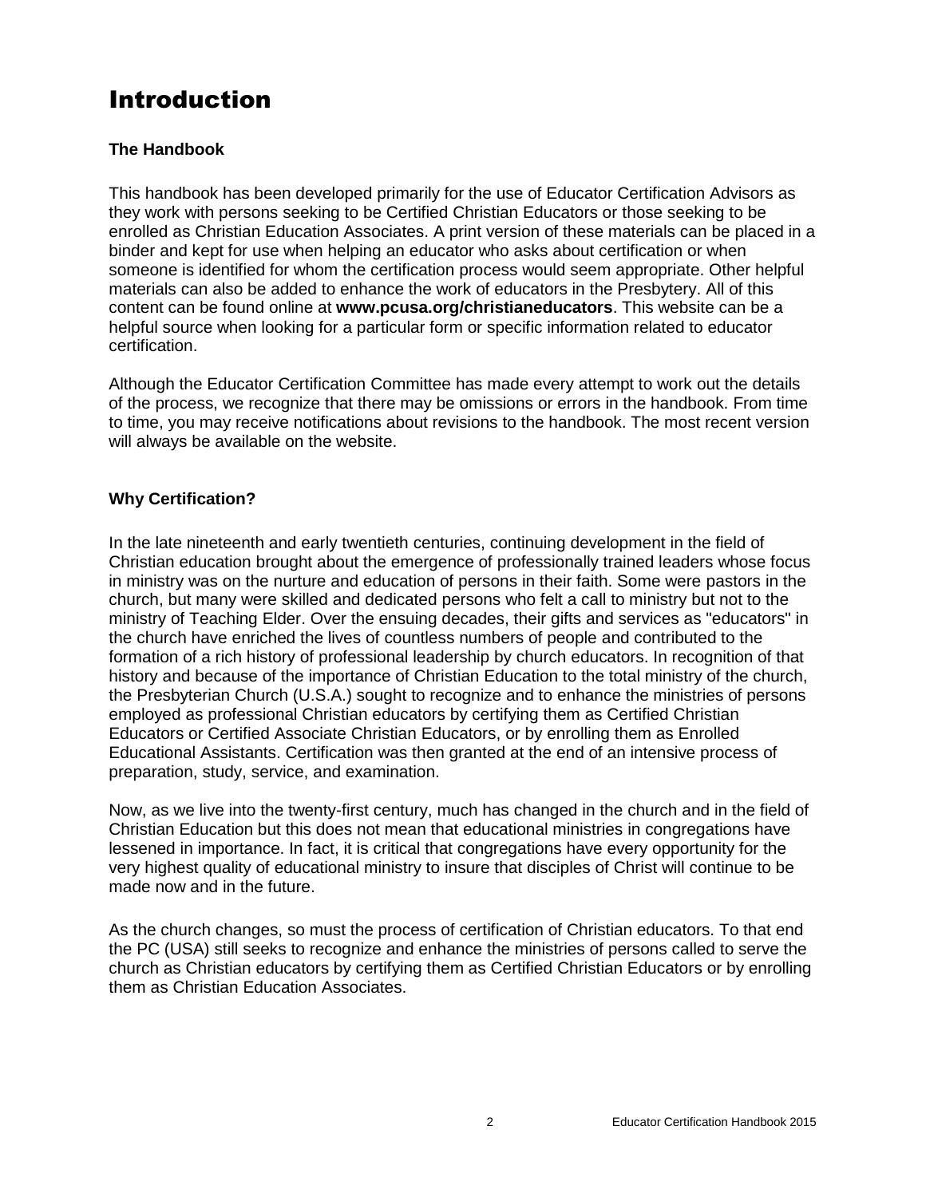# Introduction

**The Handbook**

This handbook has been developed primarily for the use of Educator Certification Advisors as they work with persons seeking to be Certified Christian Educators or those seeking to be enrolled as Christian Education Associates. A print version of these materials can be placed in a binder and kept for use when helping an educator who asks about certification or when someone is identified for whom the certification process would seem appropriate. Other helpful materials can also be added to enhance the work of educators in the Presbytery. All of this content can be found online at **www.pcusa.org/christianeducators**. This website can be a helpful source when looking for a particular form or specific information related to educator certification.

Although the Educator Certification Committee has made every attempt to work out the details of the process, we recognize that there may be omissions or errors in the handbook. From time to time, you may receive notifications about revisions to the handbook. The most recent version will always be available on the website.

**Why Certification?**

In the late nineteenth and early twentieth centuries, continuing development in the field of Christian education brought about the emergence of professionally trained leaders whose focus in ministry was on the nurture and education of persons in their faith. Some were pastors in the church, but many were skilled and dedicated persons who felt a call to ministry but not to the ministry of Teaching Elder. Over the ensuing decades, their gifts and services as "educators" in the church have enriched the lives of countless numbers of people and contributed to the formation of a rich history of professional leadership by church educators. In recognition of that history and because of the importance of Christian Education to the total ministry of the church, the Presbyterian Church (U.S.A.) sought to recognize and to enhance the ministries of persons employed as professional Christian educators by certifying them as Certified Christian Educators or Certified Associate Christian Educators, or by enrolling them as Enrolled Educational Assistants. Certification was then granted at the end of an intensive process of preparation, study, service, and examination.

Now, as we live into the twenty-first century, much has changed in the church and in the field of Christian Education but this does not mean that educational ministries in congregations have lessened in importance. In fact, it is critical that congregations have every opportunity for the very highest quality of educational ministry to insure that disciples of Christ will continue to be made now and in the future.

As the church changes, so must the process of certification of Christian educators. To that end the PC (USA) still seeks to recognize and enhance the ministries of persons called to serve the church as Christian educators by certifying them as Certified Christian Educators or by enrolling them as Christian Education Associates.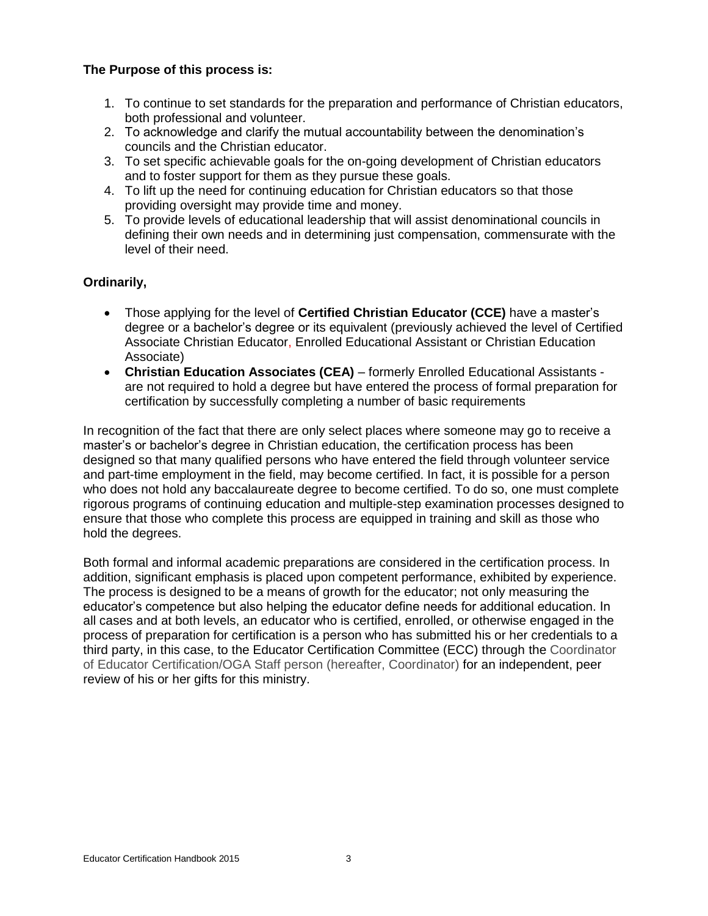**The Purpose of this process is:**

1. To continue to set standards for the preparation and performance of Christian educators, both professional and volunteer.
2. To acknowledge and clarify the mutual accountability between the denomination's councils and the Christian educator.
3. To set specific achievable goals for the on-going development of Christian educators and to foster support for them as they pursue these goals.
4. To lift up the need for continuing education for Christian educators so that those providing oversight may provide time and money.
5. To provide levels of educational leadership that will assist denominational councils in defining their own needs and in determining just compensation, commensurate with the level of their need.

**Ordinarily,**

- Those applying for the level of **Certified Christian Educator (CCE)** have a master's degree or a bachelor's degree or its equivalent (previously achieved the level of Certified Associate Christian Educator, Enrolled Educational Assistant or Christian Education Associate)
- **Christian Education Associates (CEA)** – formerly Enrolled Educational Assistants - are not required to hold a degree but have entered the process of formal preparation for certification by successfully completing a number of basic requirements

In recognition of the fact that there are only select places where someone may go to receive a master's or bachelor's degree in Christian education, the certification process has been designed so that many qualified persons who have entered the field through volunteer service and part-time employment in the field, may become certified. In fact, it is possible for a person who does not hold any baccalaureate degree to become certified. To do so, one must complete rigorous programs of continuing education and multiple-step examination processes designed to ensure that those who complete this process are equipped in training and skill as those who hold the degrees.

Both formal and informal academic preparations are considered in the certification process. In addition, significant emphasis is placed upon competent performance, exhibited by experience. The process is designed to be a means of growth for the educator; not only measuring the educator's competence but also helping the educator define needs for additional education. In all cases and at both levels, an educator who is certified, enrolled, or otherwise engaged in the process of preparation for certification is a person who has submitted his or her credentials to a third party, in this case, to the Educator Certification Committee (ECC) through the Coordinator of Educator Certification/OGA Staff person (hereafter, Coordinator) for an independent, peer review of his or her gifts for this ministry.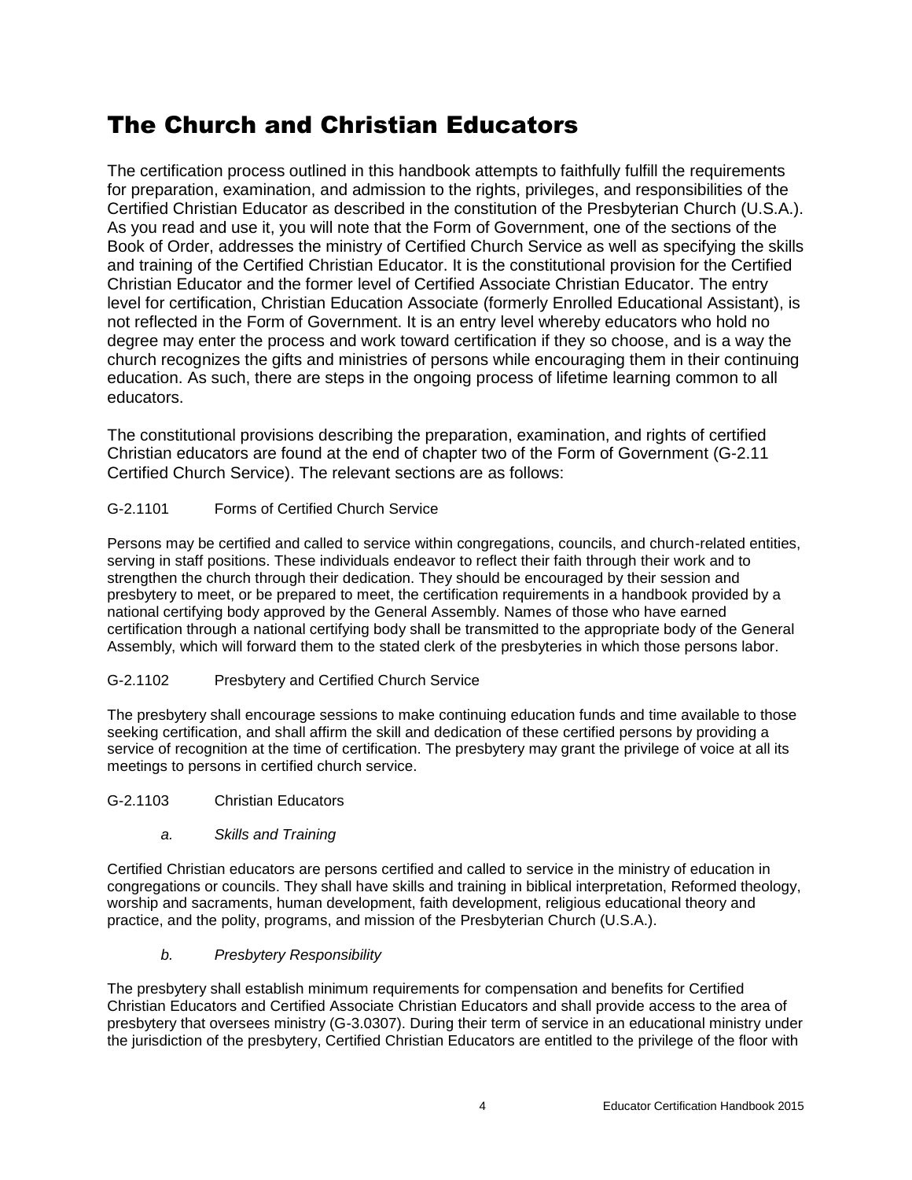# The Church and Christian Educators

The certification process outlined in this handbook attempts to faithfully fulfill the requirements for preparation, examination, and admission to the rights, privileges, and responsibilities of the Certified Christian Educator as described in the constitution of the Presbyterian Church (U.S.A.). As you read and use it, you will note that the Form of Government, one of the sections of the Book of Order, addresses the ministry of Certified Church Service as well as specifying the skills and training of the Certified Christian Educator. It is the constitutional provision for the Certified Christian Educator and the former level of Certified Associate Christian Educator. The entry level for certification, Christian Education Associate (formerly Enrolled Educational Assistant), is not reflected in the Form of Government. It is an entry level whereby educators who hold no degree may enter the process and work toward certification if they so choose, and is a way the church recognizes the gifts and ministries of persons while encouraging them in their continuing education. As such, there are steps in the ongoing process of lifetime learning common to all educators.

The constitutional provisions describing the preparation, examination, and rights of certified Christian educators are found at the end of chapter two of the Form of Government (G-2.11 Certified Church Service). The relevant sections are as follows:

G-2.1101 Forms of Certified Church Service

Persons may be certified and called to service within congregations, councils, and church-related entities, serving in staff positions. These individuals endeavor to reflect their faith through their work and to strengthen the church through their dedication. They should be encouraged by their session and presbytery to meet, or be prepared to meet, the certification requirements in a handbook provided by a national certifying body approved by the General Assembly. Names of those who have earned certification through a national certifying body shall be transmitted to the appropriate body of the General Assembly, which will forward them to the stated clerk of the presbyteries in which those persons labor.

G-2.1102 Presbytery and Certified Church Service

The presbytery shall encourage sessions to make continuing education funds and time available to those seeking certification, and shall affirm the skill and dedication of these certified persons by providing a service of recognition at the time of certification. The presbytery may grant the privilege of voice at all its meetings to persons in certified church service.

G-2.1103 Christian Educators

*a. Skills and Training*

Certified Christian educators are persons certified and called to service in the ministry of education in congregations or councils. They shall have skills and training in biblical interpretation, Reformed theology, worship and sacraments, human development, faith development, religious educational theory and practice, and the polity, programs, and mission of the Presbyterian Church (U.S.A.).

*b. Presbytery Responsibility*

The presbytery shall establish minimum requirements for compensation and benefits for Certified Christian Educators and Certified Associate Christian Educators and shall provide access to the area of presbytery that oversees ministry (G-3.0307). During their term of service in an educational ministry under the jurisdiction of the presbytery, Certified Christian Educators are entitled to the privilege of the floor with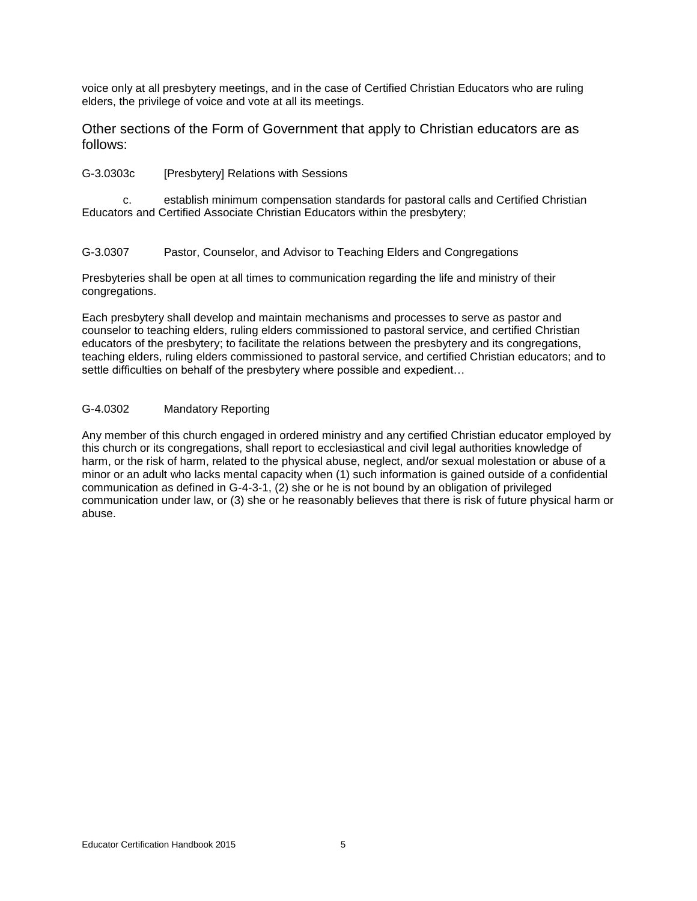voice only at all presbytery meetings, and in the case of Certified Christian Educators who are ruling elders, the privilege of voice and vote at all its meetings.

## Other sections of the Form of Government that apply to Christian educators are as follows:

G-3.0303c [Presbytery] Relations with Sessions

c. establish minimum compensation standards for pastoral calls and Certified Christian Educators and Certified Associate Christian Educators within the presbytery;

G-3.0307 Pastor, Counselor, and Advisor to Teaching Elders and Congregations

Presbyteries shall be open at all times to communication regarding the life and ministry of their congregations.

Each presbytery shall develop and maintain mechanisms and processes to serve as pastor and counselor to teaching elders, ruling elders commissioned to pastoral service, and certified Christian educators of the presbytery; to facilitate the relations between the presbytery and its congregations, teaching elders, ruling elders commissioned to pastoral service, and certified Christian educators; and to settle difficulties on behalf of the presbytery where possible and expedient…

G-4.0302 Mandatory Reporting

Any member of this church engaged in ordered ministry and any certified Christian educator employed by this church or its congregations, shall report to ecclesiastical and civil legal authorities knowledge of harm, or the risk of harm, related to the physical abuse, neglect, and/or sexual molestation or abuse of a minor or an adult who lacks mental capacity when (1) such information is gained outside of a confidential communication as defined in G-4-3-1, (2) she or he is not bound by an obligation of privileged communication under law, or (3) she or he reasonably believes that there is risk of future physical harm or abuse.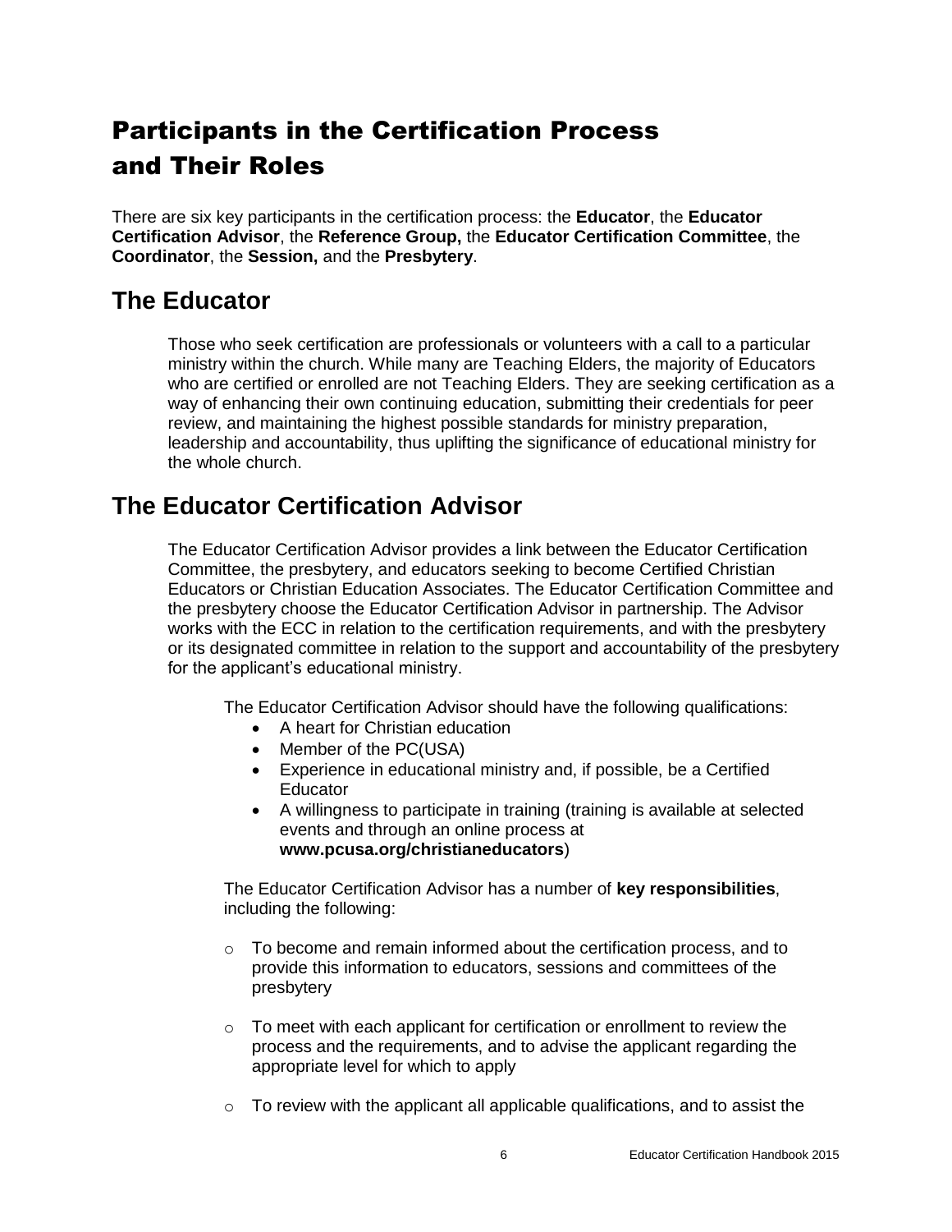# Participants in the Certification Process and Their Roles

There are six key participants in the certification process: the **Educator**, the **Educator Certification Advisor**, the **Reference Group,** the **Educator Certification Committee**, the **Coordinator**, the **Session,** and the **Presbytery**.

## The Educator

Those who seek certification are professionals or volunteers with a call to a particular ministry within the church. While many are Teaching Elders, the majority of Educators who are certified or enrolled are not Teaching Elders. They are seeking certification as a way of enhancing their own continuing education, submitting their credentials for peer review, and maintaining the highest possible standards for ministry preparation, leadership and accountability, thus uplifting the significance of educational ministry for the whole church.

## The Educator Certification Advisor

The Educator Certification Advisor provides a link between the Educator Certification Committee, the presbytery, and educators seeking to become Certified Christian Educators or Christian Education Associates. The Educator Certification Committee and the presbytery choose the Educator Certification Advisor in partnership. The Advisor works with the ECC in relation to the certification requirements, and with the presbytery or its designated committee in relation to the support and accountability of the presbytery for the applicant's educational ministry.

The Educator Certification Advisor should have the following qualifications:

- A heart for Christian education
- Member of the PC(USA)
- Experience in educational ministry and, if possible, be a Certified Educator
- A willingness to participate in training (training is available at selected events and through an online process at **www.pcusa.org/christianeducators**)

The Educator Certification Advisor has a number of **key responsibilities**, including the following:

- To become and remain informed about the certification process, and to provide this information to educators, sessions and committees of the presbytery
- To meet with each applicant for certification or enrollment to review the process and the requirements, and to advise the applicant regarding the appropriate level for which to apply
- To review with the applicant all applicable qualifications, and to assist the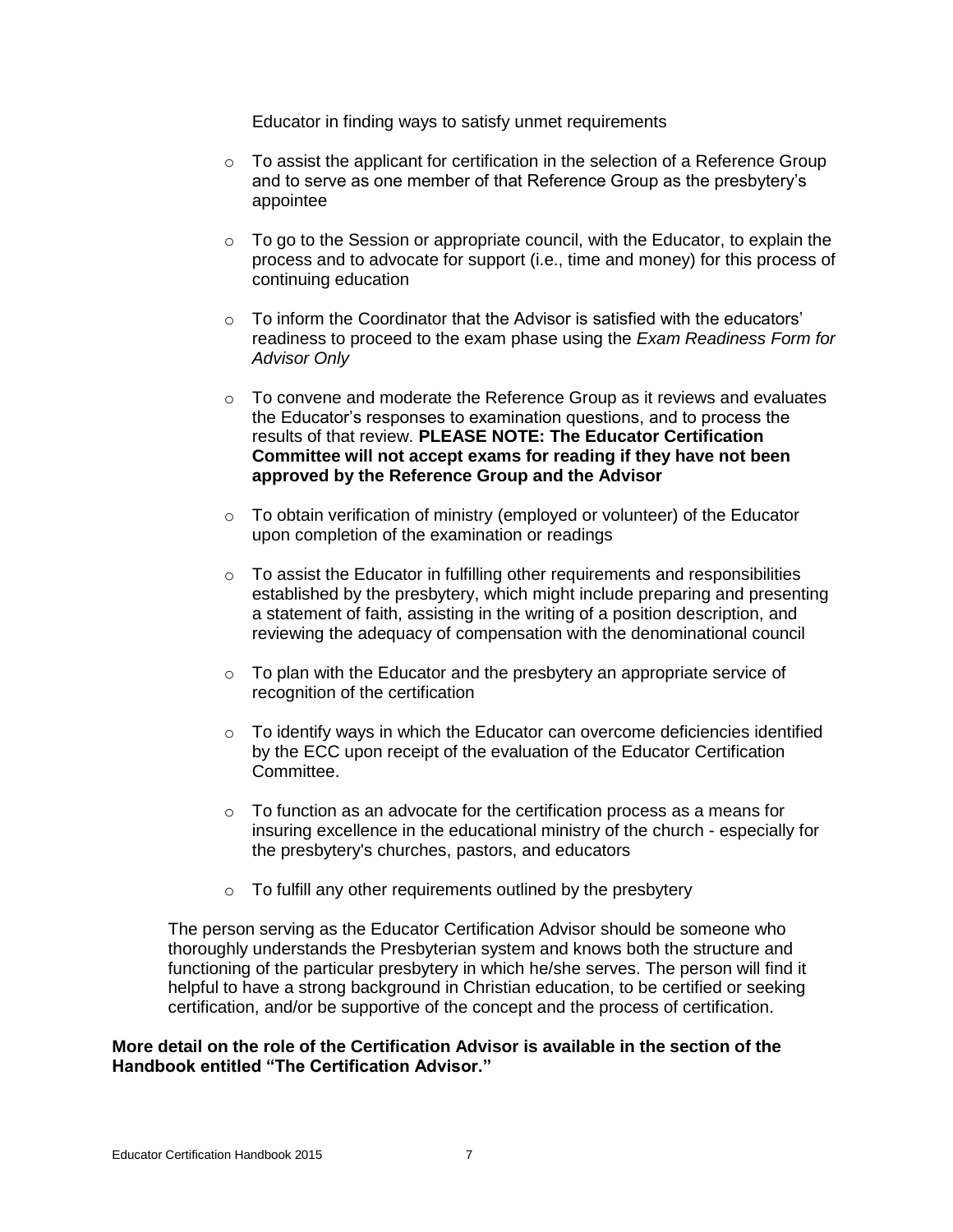Educator in finding ways to satisfy unmet requirements

- To assist the applicant for certification in the selection of a Reference Group and to serve as one member of that Reference Group as the presbytery's appointee
- To go to the Session or appropriate council, with the Educator, to explain the process and to advocate for support (i.e., time and money) for this process of continuing education
- To inform the Coordinator that the Advisor is satisfied with the educators' readiness to proceed to the exam phase using the *Exam Readiness Form for Advisor Only*
- To convene and moderate the Reference Group as it reviews and evaluates the Educator's responses to examination questions, and to process the results of that review. **PLEASE NOTE: The Educator Certification Committee will not accept exams for reading if they have not been approved by the Reference Group and the Advisor**
- To obtain verification of ministry (employed or volunteer) of the Educator upon completion of the examination or readings
- To assist the Educator in fulfilling other requirements and responsibilities established by the presbytery, which might include preparing and presenting a statement of faith, assisting in the writing of a position description, and reviewing the adequacy of compensation with the denominational council
- To plan with the Educator and the presbytery an appropriate service of recognition of the certification
- To identify ways in which the Educator can overcome deficiencies identified by the ECC upon receipt of the evaluation of the Educator Certification Committee.
- To function as an advocate for the certification process as a means for insuring excellence in the educational ministry of the church - especially for the presbytery's churches, pastors, and educators
- To fulfill any other requirements outlined by the presbytery

The person serving as the Educator Certification Advisor should be someone who thoroughly understands the Presbyterian system and knows both the structure and functioning of the particular presbytery in which he/she serves. The person will find it helpful to have a strong background in Christian education, to be certified or seeking certification, and/or be supportive of the concept and the process of certification.

**More detail on the role of the Certification Advisor is available in the section of the Handbook entitled "The Certification Advisor."**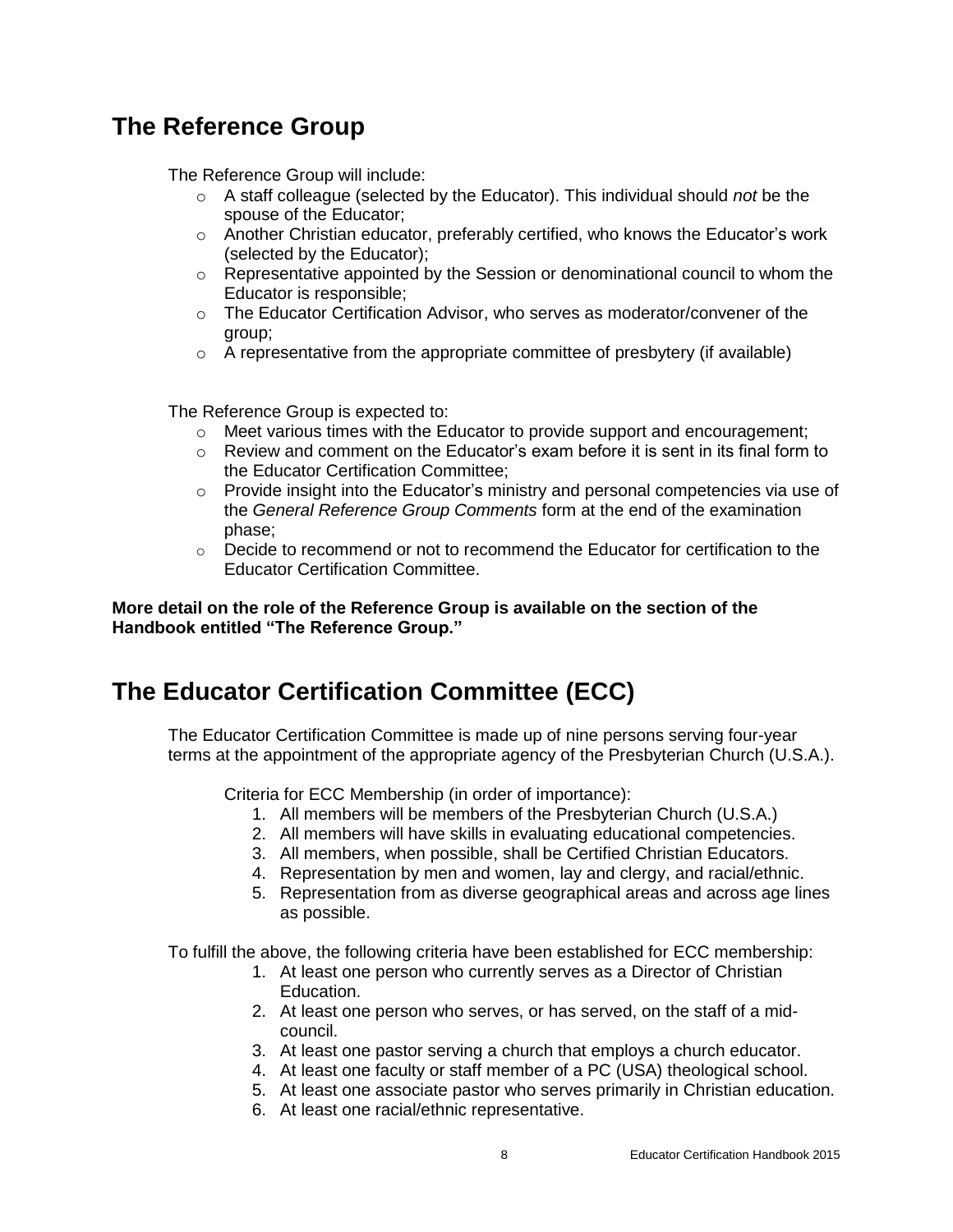## The Reference Group

The Reference Group will include:

- A staff colleague (selected by the Educator). This individual should *not* be the spouse of the Educator;
- Another Christian educator, preferably certified, who knows the Educator's work (selected by the Educator);
- Representative appointed by the Session or denominational council to whom the Educator is responsible;
- The Educator Certification Advisor, who serves as moderator/convener of the group;
- A representative from the appropriate committee of presbytery (if available)

The Reference Group is expected to:

- Meet various times with the Educator to provide support and encouragement;
- Review and comment on the Educator's exam before it is sent in its final form to the Educator Certification Committee;
- Provide insight into the Educator's ministry and personal competencies via use of the *General Reference Group Comments* form at the end of the examination phase;
- Decide to recommend or not to recommend the Educator for certification to the Educator Certification Committee.

**More detail on the role of the Reference Group is available on the section of the Handbook entitled "The Reference Group."**

## The Educator Certification Committee (ECC)

The Educator Certification Committee is made up of nine persons serving four-year terms at the appointment of the appropriate agency of the Presbyterian Church (U.S.A.).

Criteria for ECC Membership (in order of importance):

1. All members will be members of the Presbyterian Church (U.S.A.)
2. All members will have skills in evaluating educational competencies.
3. All members, when possible, shall be Certified Christian Educators.
4. Representation by men and women, lay and clergy, and racial/ethnic.
5. Representation from as diverse geographical areas and across age lines as possible.

To fulfill the above, the following criteria have been established for ECC membership:

1. At least one person who currently serves as a Director of Christian Education.
2. At least one person who serves, or has served, on the staff of a mid-council.
3. At least one pastor serving a church that employs a church educator.
4. At least one faculty or staff member of a PC (USA) theological school.
5. At least one associate pastor who serves primarily in Christian education.
6. At least one racial/ethnic representative.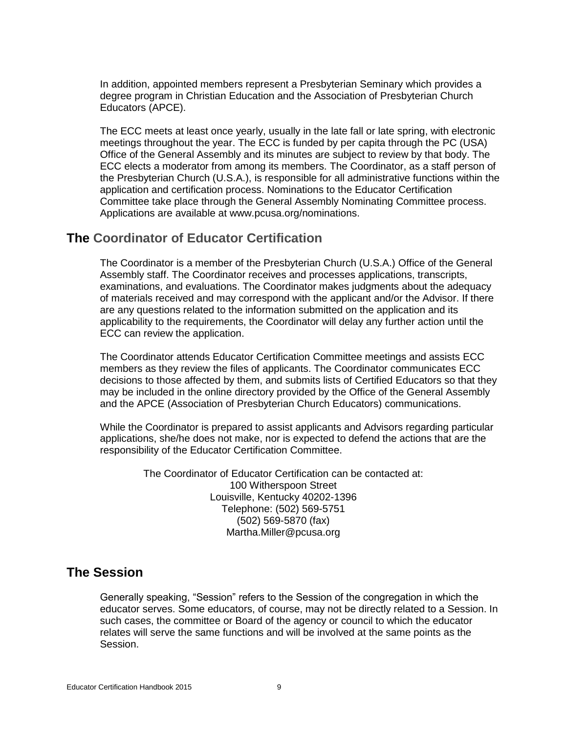In addition, appointed members represent a Presbyterian Seminary which provides a degree program in Christian Education and the Association of Presbyterian Church Educators (APCE).

The ECC meets at least once yearly, usually in the late fall or late spring, with electronic meetings throughout the year. The ECC is funded by per capita through the PC (USA) Office of the General Assembly and its minutes are subject to review by that body. The ECC elects a moderator from among its members. The Coordinator, as a staff person of the Presbyterian Church (U.S.A.), is responsible for all administrative functions within the application and certification process. Nominations to the Educator Certification Committee take place through the General Assembly Nominating Committee process. Applications are available at www.pcusa.org/nominations.

## The Coordinator of Educator Certification

The Coordinator is a member of the Presbyterian Church (U.S.A.) Office of the General Assembly staff. The Coordinator receives and processes applications, transcripts, examinations, and evaluations. The Coordinator makes judgments about the adequacy of materials received and may correspond with the applicant and/or the Advisor. If there are any questions related to the information submitted on the application and its applicability to the requirements, the Coordinator will delay any further action until the ECC can review the application.

The Coordinator attends Educator Certification Committee meetings and assists ECC members as they review the files of applicants. The Coordinator communicates ECC decisions to those affected by them, and submits lists of Certified Educators so that they may be included in the online directory provided by the Office of the General Assembly and the APCE (Association of Presbyterian Church Educators) communications.

While the Coordinator is prepared to assist applicants and Advisors regarding particular applications, she/he does not make, nor is expected to defend the actions that are the responsibility of the Educator Certification Committee.

The Coordinator of Educator Certification can be contacted at:
100 Witherspoon Street
Louisville, Kentucky 40202-1396
Telephone: (502) 569-5751
(502) 569-5870 (fax)
Martha.Miller@pcusa.org

## The Session

Generally speaking, "Session" refers to the Session of the congregation in which the educator serves. Some educators, of course, may not be directly related to a Session. In such cases, the committee or Board of the agency or council to which the educator relates will serve the same functions and will be involved at the same points as the Session.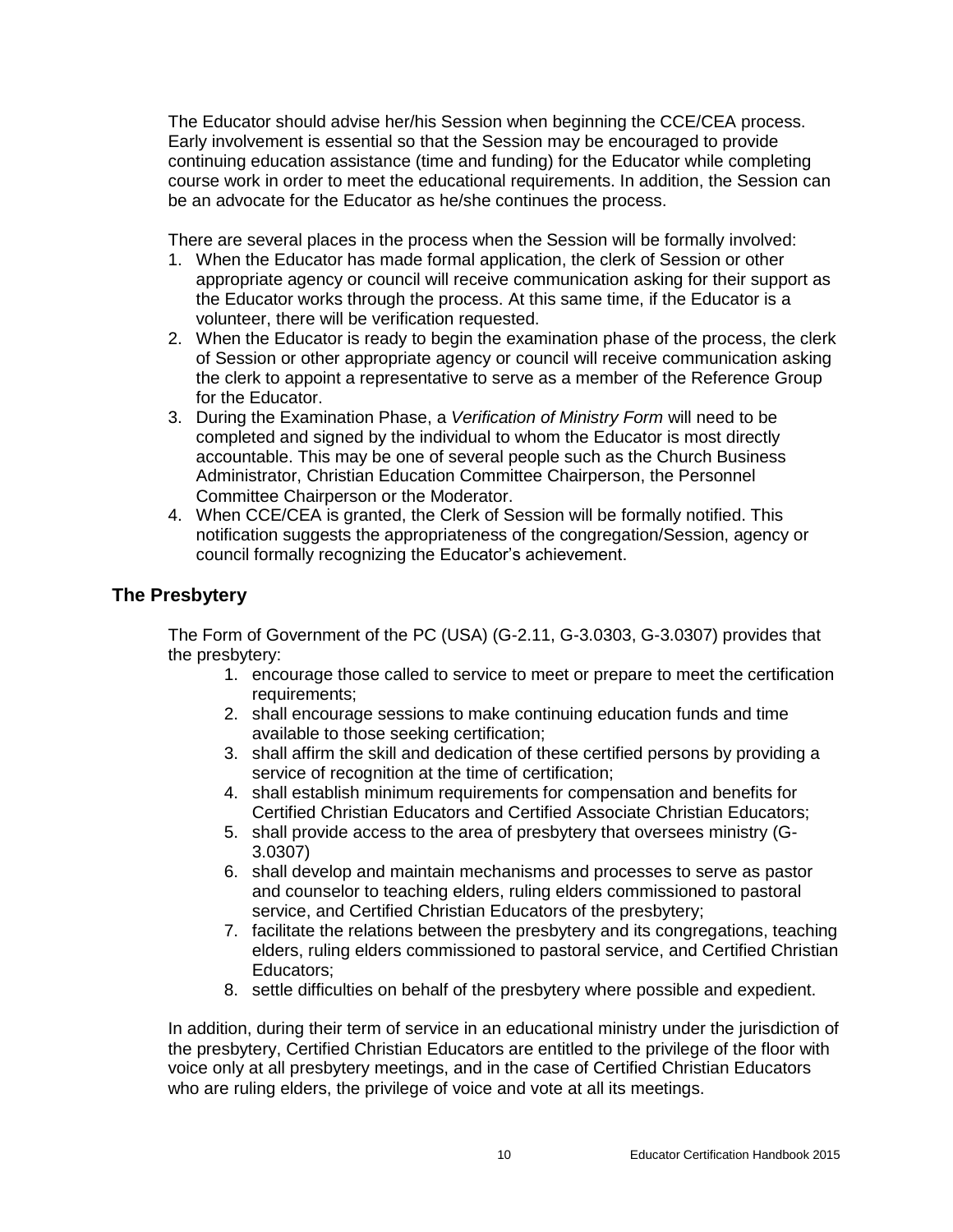The Educator should advise her/his Session when beginning the CCE/CEA process. Early involvement is essential so that the Session may be encouraged to provide continuing education assistance (time and funding) for the Educator while completing course work in order to meet the educational requirements. In addition, the Session can be an advocate for the Educator as he/she continues the process.

There are several places in the process when the Session will be formally involved:

1. When the Educator has made formal application, the clerk of Session or other appropriate agency or council will receive communication asking for their support as the Educator works through the process. At this same time, if the Educator is a volunteer, there will be verification requested.
2. When the Educator is ready to begin the examination phase of the process, the clerk of Session or other appropriate agency or council will receive communication asking the clerk to appoint a representative to serve as a member of the Reference Group for the Educator.
3. During the Examination Phase, a *Verification of Ministry Form* will need to be completed and signed by the individual to whom the Educator is most directly accountable. This may be one of several people such as the Church Business Administrator, Christian Education Committee Chairperson, the Personnel Committee Chairperson or the Moderator.
4. When CCE/CEA is granted, the Clerk of Session will be formally notified. This notification suggests the appropriateness of the congregation/Session, agency or council formally recognizing the Educator's achievement.

## The Presbytery

The Form of Government of the PC (USA) (G-2.11, G-3.0303, G-3.0307) provides that the presbytery:

1. encourage those called to service to meet or prepare to meet the certification requirements;
2. shall encourage sessions to make continuing education funds and time available to those seeking certification;
3. shall affirm the skill and dedication of these certified persons by providing a service of recognition at the time of certification;
4. shall establish minimum requirements for compensation and benefits for Certified Christian Educators and Certified Associate Christian Educators;
5. shall provide access to the area of presbytery that oversees ministry (G-3.0307)
6. shall develop and maintain mechanisms and processes to serve as pastor and counselor to teaching elders, ruling elders commissioned to pastoral service, and Certified Christian Educators of the presbytery;
7. facilitate the relations between the presbytery and its congregations, teaching elders, ruling elders commissioned to pastoral service, and Certified Christian Educators;
8. settle difficulties on behalf of the presbytery where possible and expedient.

In addition, during their term of service in an educational ministry under the jurisdiction of the presbytery, Certified Christian Educators are entitled to the privilege of the floor with voice only at all presbytery meetings, and in the case of Certified Christian Educators who are ruling elders, the privilege of voice and vote at all its meetings.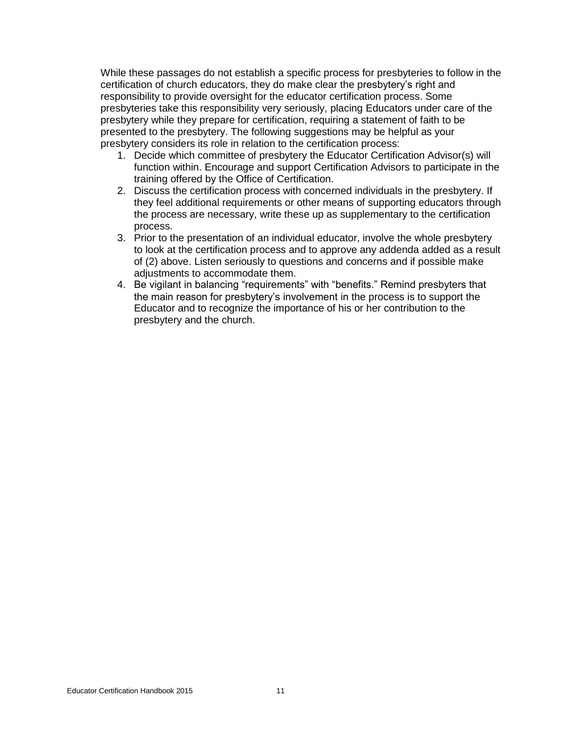While these passages do not establish a specific process for presbyteries to follow in the certification of church educators, they do make clear the presbytery's right and responsibility to provide oversight for the educator certification process. Some presbyteries take this responsibility very seriously, placing Educators under care of the presbytery while they prepare for certification, requiring a statement of faith to be presented to the presbytery. The following suggestions may be helpful as your presbytery considers its role in relation to the certification process:

1. Decide which committee of presbytery the Educator Certification Advisor(s) will function within. Encourage and support Certification Advisors to participate in the training offered by the Office of Certification.
2. Discuss the certification process with concerned individuals in the presbytery. If they feel additional requirements or other means of supporting educators through the process are necessary, write these up as supplementary to the certification process.
3. Prior to the presentation of an individual educator, involve the whole presbytery to look at the certification process and to approve any addenda added as a result of (2) above. Listen seriously to questions and concerns and if possible make adjustments to accommodate them.
4. Be vigilant in balancing "requirements" with "benefits." Remind presbyters that the main reason for presbytery's involvement in the process is to support the Educator and to recognize the importance of his or her contribution to the presbytery and the church.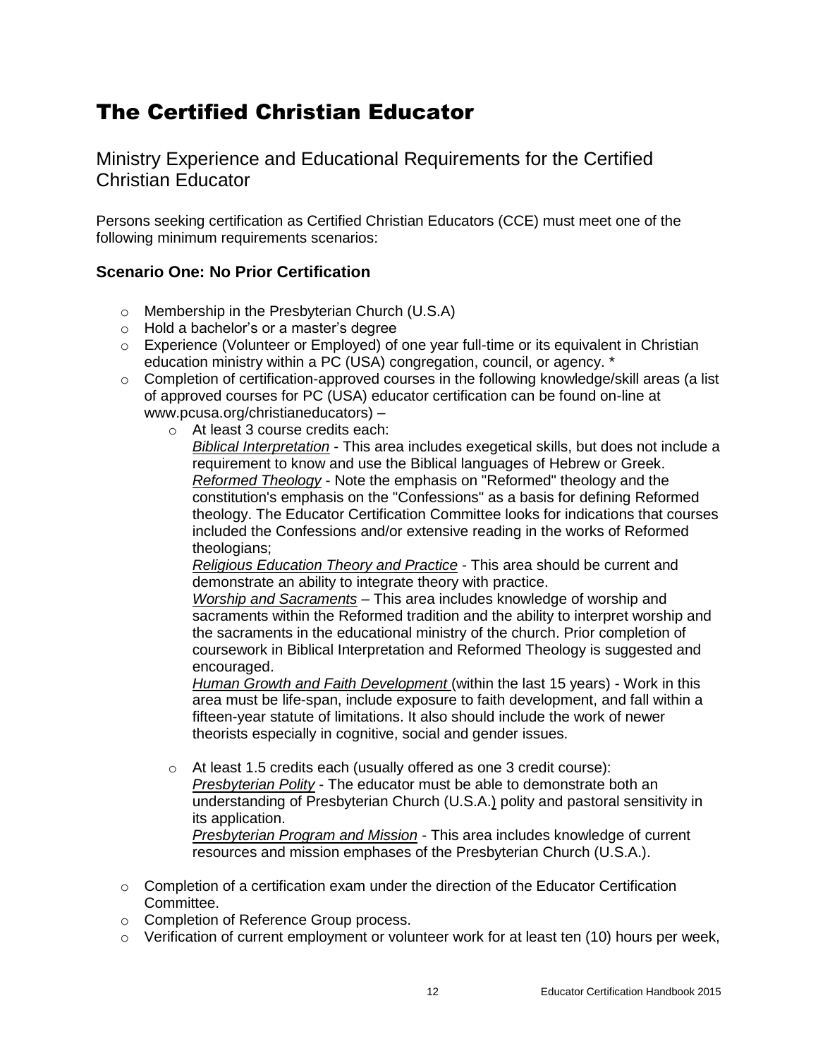# The Certified Christian Educator

## Ministry Experience and Educational Requirements for the Certified Christian Educator

Persons seeking certification as Certified Christian Educators (CCE) must meet one of the following minimum requirements scenarios:

### Scenario One: No Prior Certification

- Membership in the Presbyterian Church (U.S.A)
- Hold a bachelor's or a master's degree
- Experience (Volunteer or Employed) of one year full-time or its equivalent in Christian education ministry within a PC (USA) congregation, council, or agency. *
- Completion of certification-approved courses in the following knowledge/skill areas (a list of approved courses for PC (USA) educator certification can be found on-line at www.pcusa.org/christianeducators) –
  - At least 3 course credits each:
    
    *Biblical Interpretation* - This area includes exegetical skills, but does not include a requirement to know and use the Biblical languages of Hebrew or Greek.
    
    *Reformed Theology* - Note the emphasis on "Reformed" theology and the constitution's emphasis on the "Confessions" as a basis for defining Reformed theology. The Educator Certification Committee looks for indications that courses included the Confessions and/or extensive reading in the works of Reformed theologians;
    
    *Religious Education Theory and Practice* - This area should be current and demonstrate an ability to integrate theory with practice.
    
    *Worship and Sacraments* – This area includes knowledge of worship and sacraments within the Reformed tradition and the ability to interpret worship and the sacraments in the educational ministry of the church. Prior completion of coursework in Biblical Interpretation and Reformed Theology is suggested and encouraged.
    
    *Human Growth and Faith Development* (within the last 15 years) - Work in this area must be life-span, include exposure to faith development, and fall within a fifteen-year statute of limitations. It also should include the work of newer theorists especially in cognitive, social and gender issues.

  - At least 1.5 credits each (usually offered as one 3 credit course):
    
    *Presbyterian Polity* - The educator must be able to demonstrate both an understanding of Presbyterian Church (U.S.A.) polity and pastoral sensitivity in its application.
    
    *Presbyterian Program and Mission* - This area includes knowledge of current resources and mission emphases of the Presbyterian Church (U.S.A.).

- Completion of a certification exam under the direction of the Educator Certification Committee.
- Completion of Reference Group process.
- Verification of current employment or volunteer work for at least ten (10) hours per week,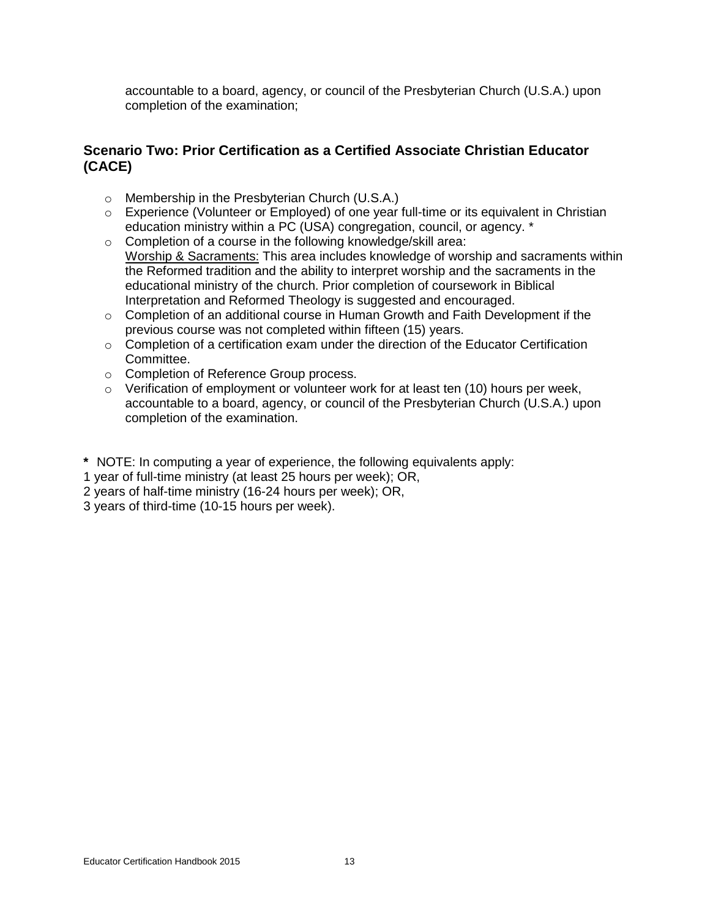accountable to a board, agency, or council of the Presbyterian Church (U.S.A.) upon completion of the examination;

### Scenario Two: Prior Certification as a Certified Associate Christian Educator (CACE)

- Membership in the Presbyterian Church (U.S.A.)
- Experience (Volunteer or Employed) of one year full-time or its equivalent in Christian education ministry within a PC (USA) congregation, council, or agency. *
- Completion of a course in the following knowledge/skill area:
  <u>Worship & Sacraments:</u> This area includes knowledge of worship and sacraments within the Reformed tradition and the ability to interpret worship and the sacraments in the educational ministry of the church. Prior completion of coursework in Biblical Interpretation and Reformed Theology is suggested and encouraged.
- Completion of an additional course in Human Growth and Faith Development if the previous course was not completed within fifteen (15) years.
- Completion of a certification exam under the direction of the Educator Certification Committee.
- Completion of Reference Group process.
- Verification of employment or volunteer work for at least ten (10) hours per week, accountable to a board, agency, or council of the Presbyterian Church (U.S.A.) upon completion of the examination.

**\*** NOTE: In computing a year of experience, the following equivalents apply:
1 year of full-time ministry (at least 25 hours per week); OR,
2 years of half-time ministry (16-24 hours per week); OR,
3 years of third-time (10-15 hours per week).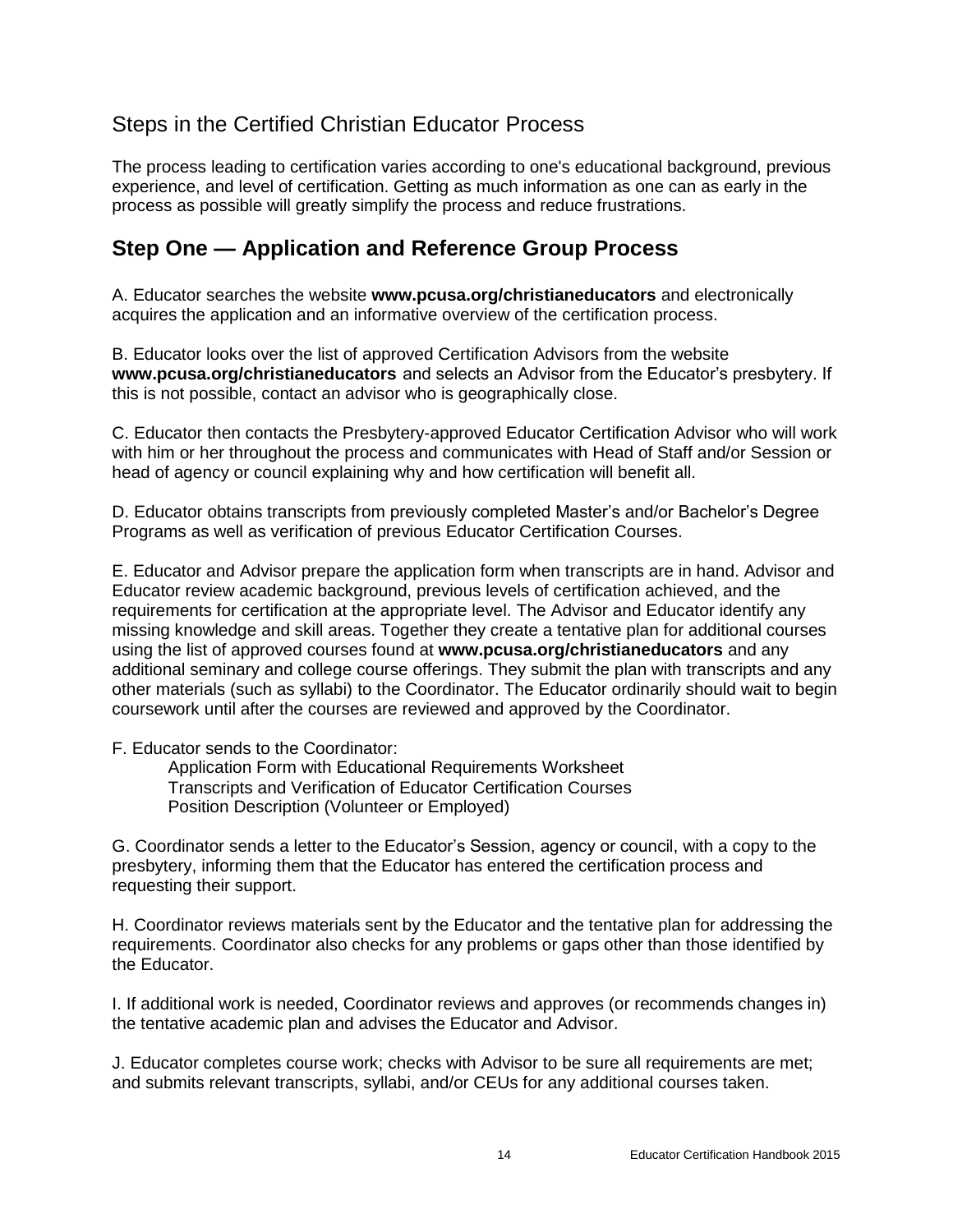## Steps in the Certified Christian Educator Process

The process leading to certification varies according to one's educational background, previous experience, and level of certification. Getting as much information as one can as early in the process as possible will greatly simplify the process and reduce frustrations.

# Step One — Application and Reference Group Process

A. Educator searches the website **www.pcusa.org/christianeducators** and electronically acquires the application and an informative overview of the certification process.

B. Educator looks over the list of approved Certification Advisors from the website **www.pcusa.org/christianeducators** and selects an Advisor from the Educator's presbytery. If this is not possible, contact an advisor who is geographically close.

C. Educator then contacts the Presbytery-approved Educator Certification Advisor who will work with him or her throughout the process and communicates with Head of Staff and/or Session or head of agency or council explaining why and how certification will benefit all.

D. Educator obtains transcripts from previously completed Master's and/or Bachelor's Degree Programs as well as verification of previous Educator Certification Courses.

E. Educator and Advisor prepare the application form when transcripts are in hand. Advisor and Educator review academic background, previous levels of certification achieved, and the requirements for certification at the appropriate level. The Advisor and Educator identify any missing knowledge and skill areas. Together they create a tentative plan for additional courses using the list of approved courses found at **www.pcusa.org/christianeducators** and any additional seminary and college course offerings. They submit the plan with transcripts and any other materials (such as syllabi) to the Coordinator. The Educator ordinarily should wait to begin coursework until after the courses are reviewed and approved by the Coordinator.

F. Educator sends to the Coordinator:

Application Form with Educational Requirements Worksheet
Transcripts and Verification of Educator Certification Courses
Position Description (Volunteer or Employed)

G. Coordinator sends a letter to the Educator's Session, agency or council, with a copy to the presbytery, informing them that the Educator has entered the certification process and requesting their support.

H. Coordinator reviews materials sent by the Educator and the tentative plan for addressing the requirements. Coordinator also checks for any problems or gaps other than those identified by the Educator.

I. If additional work is needed, Coordinator reviews and approves (or recommends changes in) the tentative academic plan and advises the Educator and Advisor.

J. Educator completes course work; checks with Advisor to be sure all requirements are met; and submits relevant transcripts, syllabi, and/or CEUs for any additional courses taken.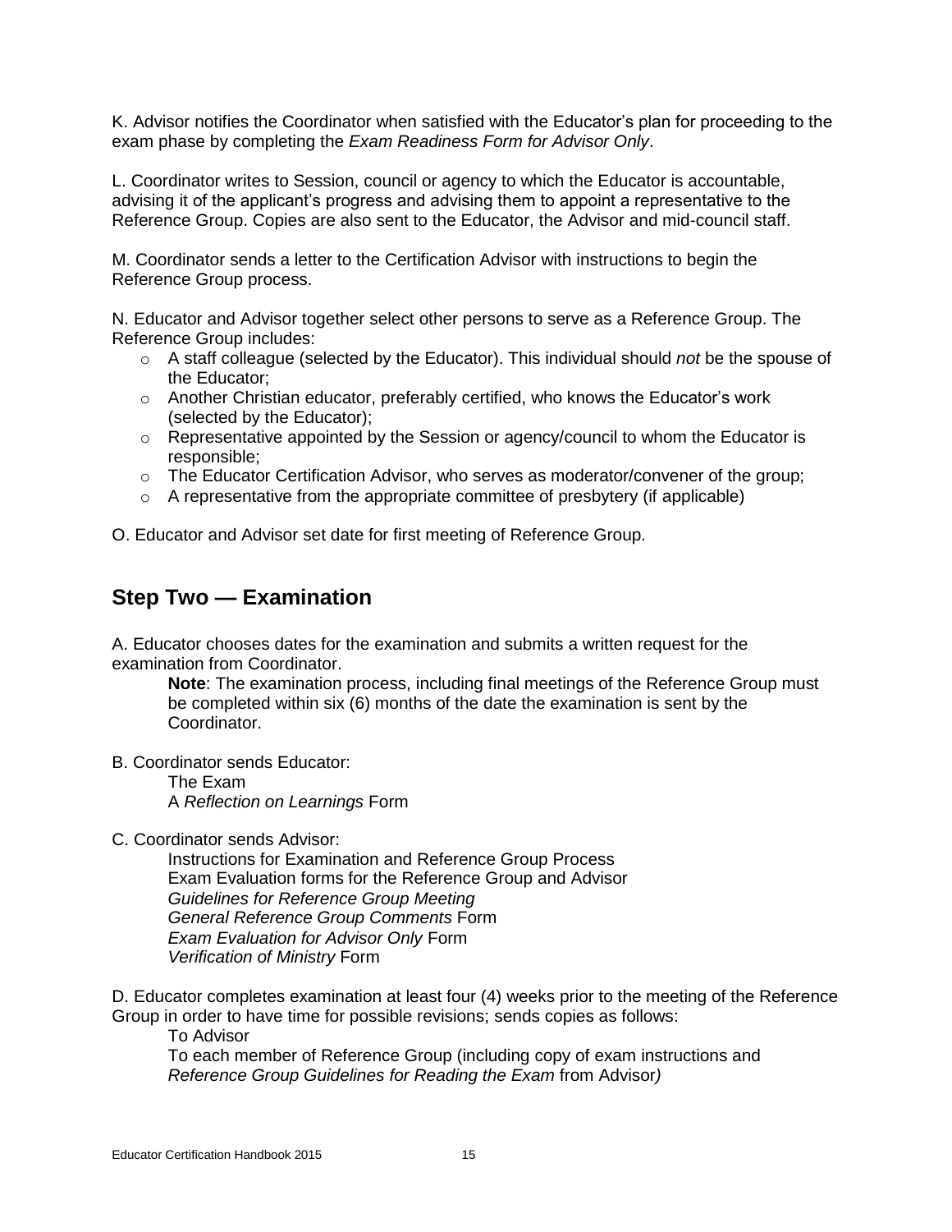K. Advisor notifies the Coordinator when satisfied with the Educator's plan for proceeding to the exam phase by completing the *Exam Readiness Form for Advisor Only*.

L. Coordinator writes to Session, council or agency to which the Educator is accountable, advising it of the applicant's progress and advising them to appoint a representative to the Reference Group. Copies are also sent to the Educator, the Advisor and mid-council staff.

M. Coordinator sends a letter to the Certification Advisor with instructions to begin the Reference Group process.

N. Educator and Advisor together select other persons to serve as a Reference Group. The Reference Group includes:

- A staff colleague (selected by the Educator). This individual should *not* be the spouse of the Educator;
- Another Christian educator, preferably certified, who knows the Educator's work (selected by the Educator);
- Representative appointed by the Session or agency/council to whom the Educator is responsible;
- The Educator Certification Advisor, who serves as moderator/convener of the group;
- A representative from the appropriate committee of presbytery (if applicable)

O. Educator and Advisor set date for first meeting of Reference Group.

## Step Two — Examination

A. Educator chooses dates for the examination and submits a written request for the examination from Coordinator.

> **Note**: The examination process, including final meetings of the Reference Group must be completed within six (6) months of the date the examination is sent by the Coordinator.

B. Coordinator sends Educator:

> The Exam
> A *Reflection on Learnings* Form

C. Coordinator sends Advisor:

> Instructions for Examination and Reference Group Process
> Exam Evaluation forms for the Reference Group and Advisor
> *Guidelines for Reference Group Meeting*
> *General Reference Group Comments* Form
> *Exam Evaluation for Advisor Only* Form
> *Verification of Ministry* Form

D. Educator completes examination at least four (4) weeks prior to the meeting of the Reference Group in order to have time for possible revisions; sends copies as follows:

> To Advisor
> To each member of Reference Group (including copy of exam instructions and *Reference Group Guidelines for Reading the Exam* from Advisor)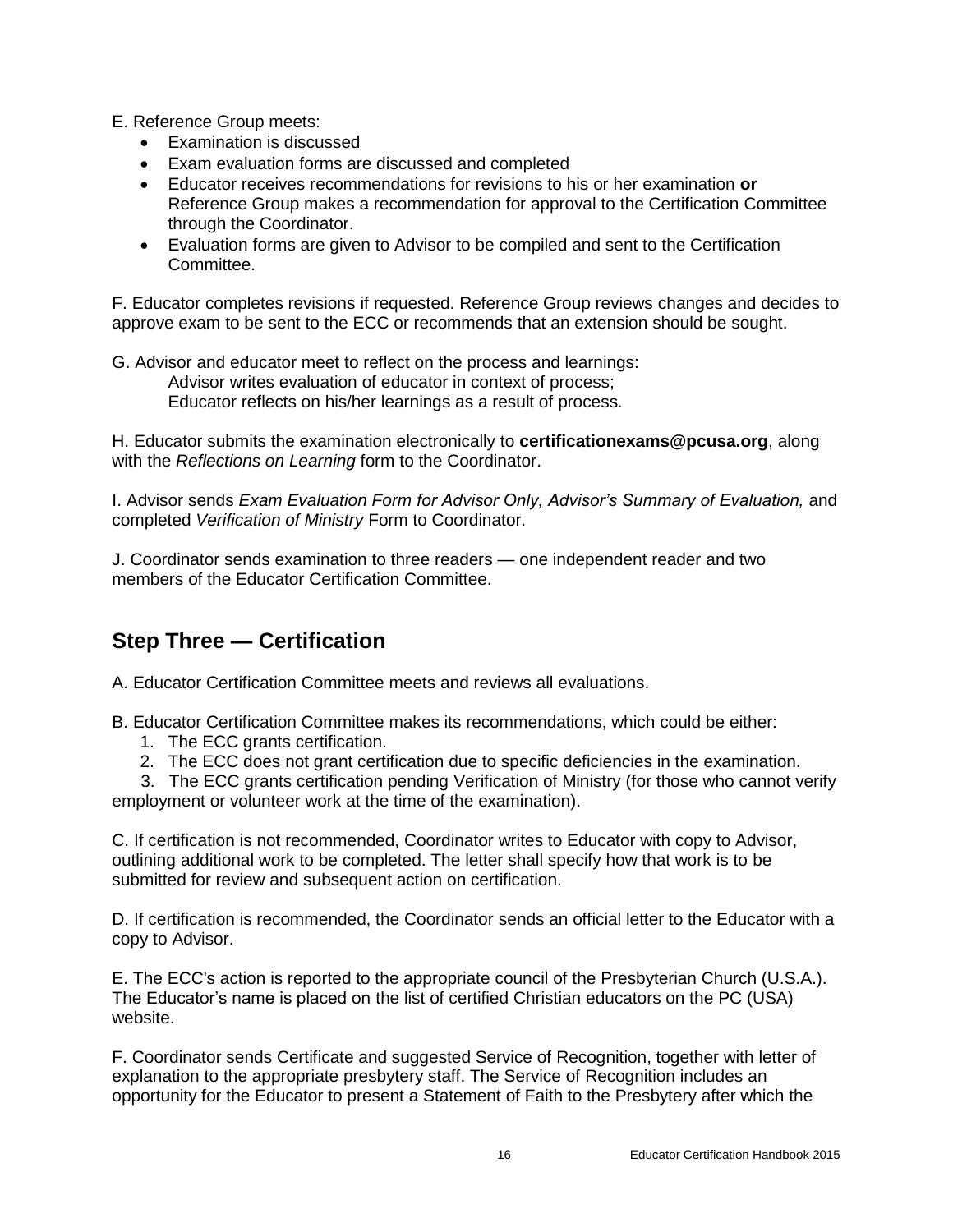E. Reference Group meets:

- Examination is discussed
- Exam evaluation forms are discussed and completed
- Educator receives recommendations for revisions to his or her examination **or** Reference Group makes a recommendation for approval to the Certification Committee through the Coordinator.
- Evaluation forms are given to Advisor to be compiled and sent to the Certification Committee.

F. Educator completes revisions if requested. Reference Group reviews changes and decides to approve exam to be sent to the ECC or recommends that an extension should be sought.

G. Advisor and educator meet to reflect on the process and learnings:
Advisor writes evaluation of educator in context of process;
Educator reflects on his/her learnings as a result of process.

H. Educator submits the examination electronically to **certificationexams@pcusa.org**, along with the *Reflections on Learning* form to the Coordinator.

I. Advisor sends *Exam Evaluation Form for Advisor Only, Advisor's Summary of Evaluation,* and completed *Verification of Ministry* Form to Coordinator.

J. Coordinator sends examination to three readers — one independent reader and two members of the Educator Certification Committee.

## Step Three — Certification

A. Educator Certification Committee meets and reviews all evaluations.

B. Educator Certification Committee makes its recommendations, which could be either:

1. The ECC grants certification.
2. The ECC does not grant certification due to specific deficiencies in the examination.
3. The ECC grants certification pending Verification of Ministry (for those who cannot verify employment or volunteer work at the time of the examination).

C. If certification is not recommended, Coordinator writes to Educator with copy to Advisor, outlining additional work to be completed. The letter shall specify how that work is to be submitted for review and subsequent action on certification.

D. If certification is recommended, the Coordinator sends an official letter to the Educator with a copy to Advisor.

E. The ECC's action is reported to the appropriate council of the Presbyterian Church (U.S.A.). The Educator's name is placed on the list of certified Christian educators on the PC (USA) website.

F. Coordinator sends Certificate and suggested Service of Recognition, together with letter of explanation to the appropriate presbytery staff. The Service of Recognition includes an opportunity for the Educator to present a Statement of Faith to the Presbytery after which the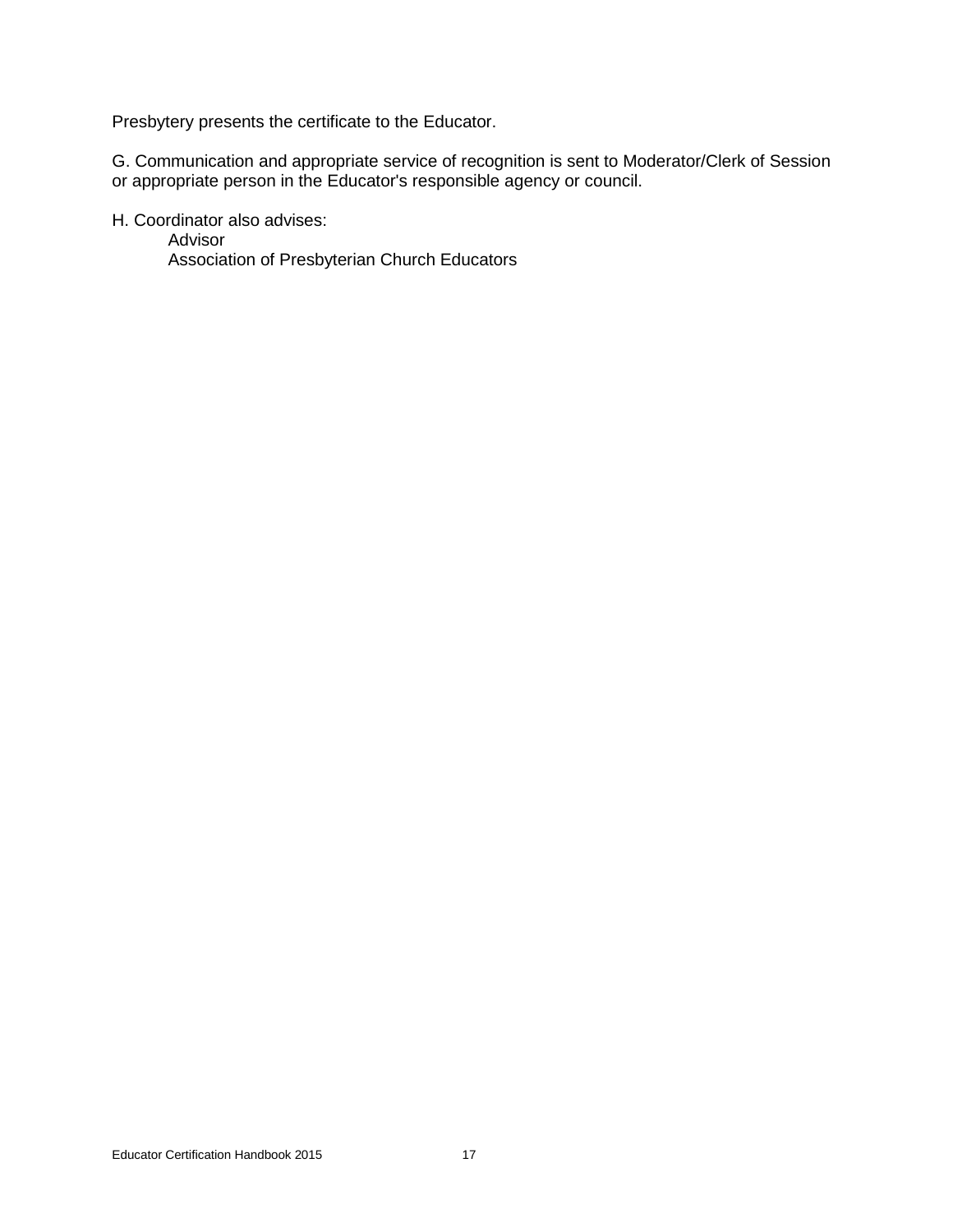Presbytery presents the certificate to the Educator.

G. Communication and appropriate service of recognition is sent to Moderator/Clerk of Session or appropriate person in the Educator's responsible agency or council.

H. Coordinator also advises:

Advisor
Association of Presbyterian Church Educators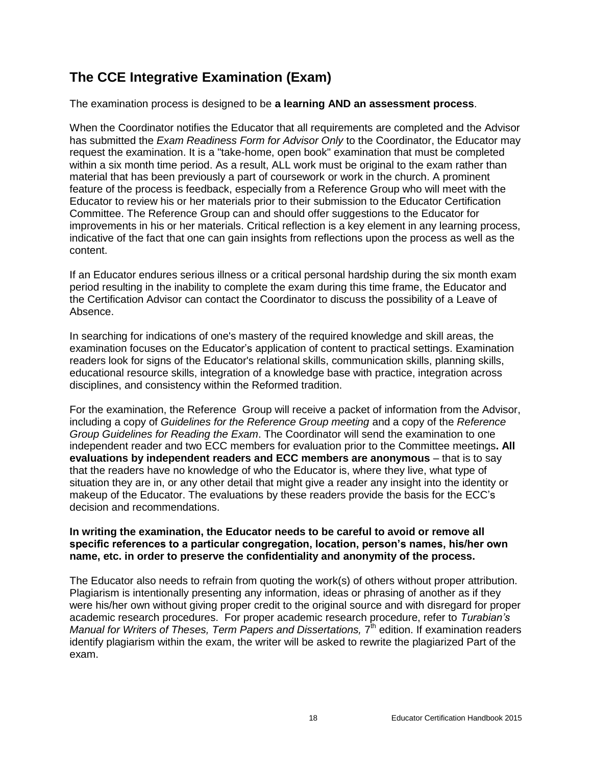## The CCE Integrative Examination (Exam)

The examination process is designed to be **a learning AND an assessment process**.

When the Coordinator notifies the Educator that all requirements are completed and the Advisor has submitted the *Exam Readiness Form for Advisor Only* to the Coordinator, the Educator may request the examination. It is a "take-home, open book" examination that must be completed within a six month time period. As a result, ALL work must be original to the exam rather than material that has been previously a part of coursework or work in the church. A prominent feature of the process is feedback, especially from a Reference Group who will meet with the Educator to review his or her materials prior to their submission to the Educator Certification Committee. The Reference Group can and should offer suggestions to the Educator for improvements in his or her materials. Critical reflection is a key element in any learning process, indicative of the fact that one can gain insights from reflections upon the process as well as the content.

If an Educator endures serious illness or a critical personal hardship during the six month exam period resulting in the inability to complete the exam during this time frame, the Educator and the Certification Advisor can contact the Coordinator to discuss the possibility of a Leave of Absence.

In searching for indications of one's mastery of the required knowledge and skill areas, the examination focuses on the Educator's application of content to practical settings. Examination readers look for signs of the Educator's relational skills, communication skills, planning skills, educational resource skills, integration of a knowledge base with practice, integration across disciplines, and consistency within the Reformed tradition.

For the examination, the Reference Group will receive a packet of information from the Advisor, including a copy of *Guidelines for the Reference Group meeting* and a copy of the *Reference Group Guidelines for Reading the Exam*. The Coordinator will send the examination to one independent reader and two ECC members for evaluation prior to the Committee meetings**. All evaluations by independent readers and ECC members are anonymous** – that is to say that the readers have no knowledge of who the Educator is, where they live, what type of situation they are in, or any other detail that might give a reader any insight into the identity or makeup of the Educator. The evaluations by these readers provide the basis for the ECC's decision and recommendations.

**In writing the examination, the Educator needs to be careful to avoid or remove all specific references to a particular congregation, location, person's names, his/her own name, etc. in order to preserve the confidentiality and anonymity of the process.**

The Educator also needs to refrain from quoting the work(s) of others without proper attribution. Plagiarism is intentionally presenting any information, ideas or phrasing of another as if they were his/her own without giving proper credit to the original source and with disregard for proper academic research procedures. For proper academic research procedure, refer to *Turabian's Manual for Writers of Theses, Term Papers and Dissertations,* 7th edition. If examination readers identify plagiarism within the exam, the writer will be asked to rewrite the plagiarized Part of the exam.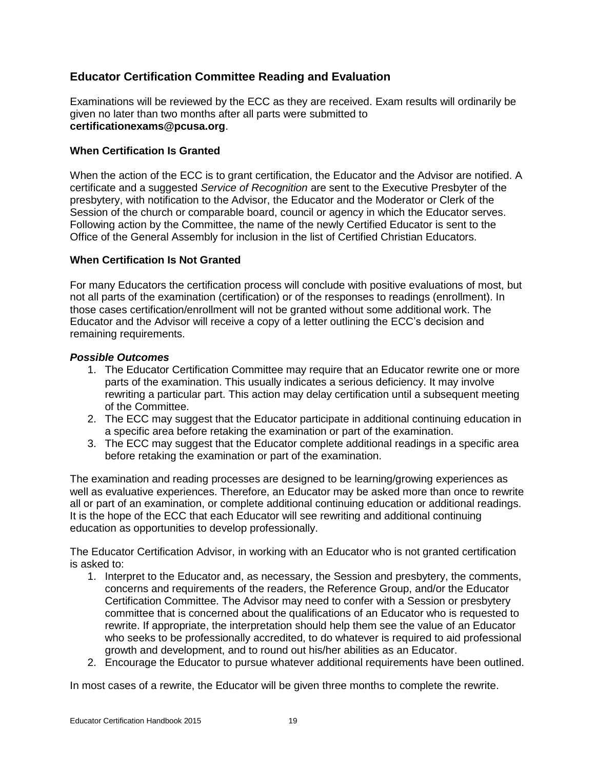## Educator Certification Committee Reading and Evaluation

Examinations will be reviewed by the ECC as they are received. Exam results will ordinarily be given no later than two months after all parts were submitted to **certificationexams@pcusa.org**.

### When Certification Is Granted

When the action of the ECC is to grant certification, the Educator and the Advisor are notified. A certificate and a suggested *Service of Recognition* are sent to the Executive Presbyter of the presbytery, with notification to the Advisor, the Educator and the Moderator or Clerk of the Session of the church or comparable board, council or agency in which the Educator serves. Following action by the Committee, the name of the newly Certified Educator is sent to the Office of the General Assembly for inclusion in the list of Certified Christian Educators.

### When Certification Is Not Granted

For many Educators the certification process will conclude with positive evaluations of most, but not all parts of the examination (certification) or of the responses to readings (enrollment). In those cases certification/enrollment will not be granted without some additional work. The Educator and the Advisor will receive a copy of a letter outlining the ECC's decision and remaining requirements.

#### *Possible Outcomes*

1. The Educator Certification Committee may require that an Educator rewrite one or more parts of the examination. This usually indicates a serious deficiency. It may involve rewriting a particular part. This action may delay certification until a subsequent meeting of the Committee.
2. The ECC may suggest that the Educator participate in additional continuing education in a specific area before retaking the examination or part of the examination.
3. The ECC may suggest that the Educator complete additional readings in a specific area before retaking the examination or part of the examination.

The examination and reading processes are designed to be learning/growing experiences as well as evaluative experiences. Therefore, an Educator may be asked more than once to rewrite all or part of an examination, or complete additional continuing education or additional readings. It is the hope of the ECC that each Educator will see rewriting and additional continuing education as opportunities to develop professionally.

The Educator Certification Advisor, in working with an Educator who is not granted certification is asked to:

1. Interpret to the Educator and, as necessary, the Session and presbytery, the comments, concerns and requirements of the readers, the Reference Group, and/or the Educator Certification Committee. The Advisor may need to confer with a Session or presbytery committee that is concerned about the qualifications of an Educator who is requested to rewrite. If appropriate, the interpretation should help them see the value of an Educator who seeks to be professionally accredited, to do whatever is required to aid professional growth and development, and to round out his/her abilities as an Educator.
2. Encourage the Educator to pursue whatever additional requirements have been outlined.

In most cases of a rewrite, the Educator will be given three months to complete the rewrite.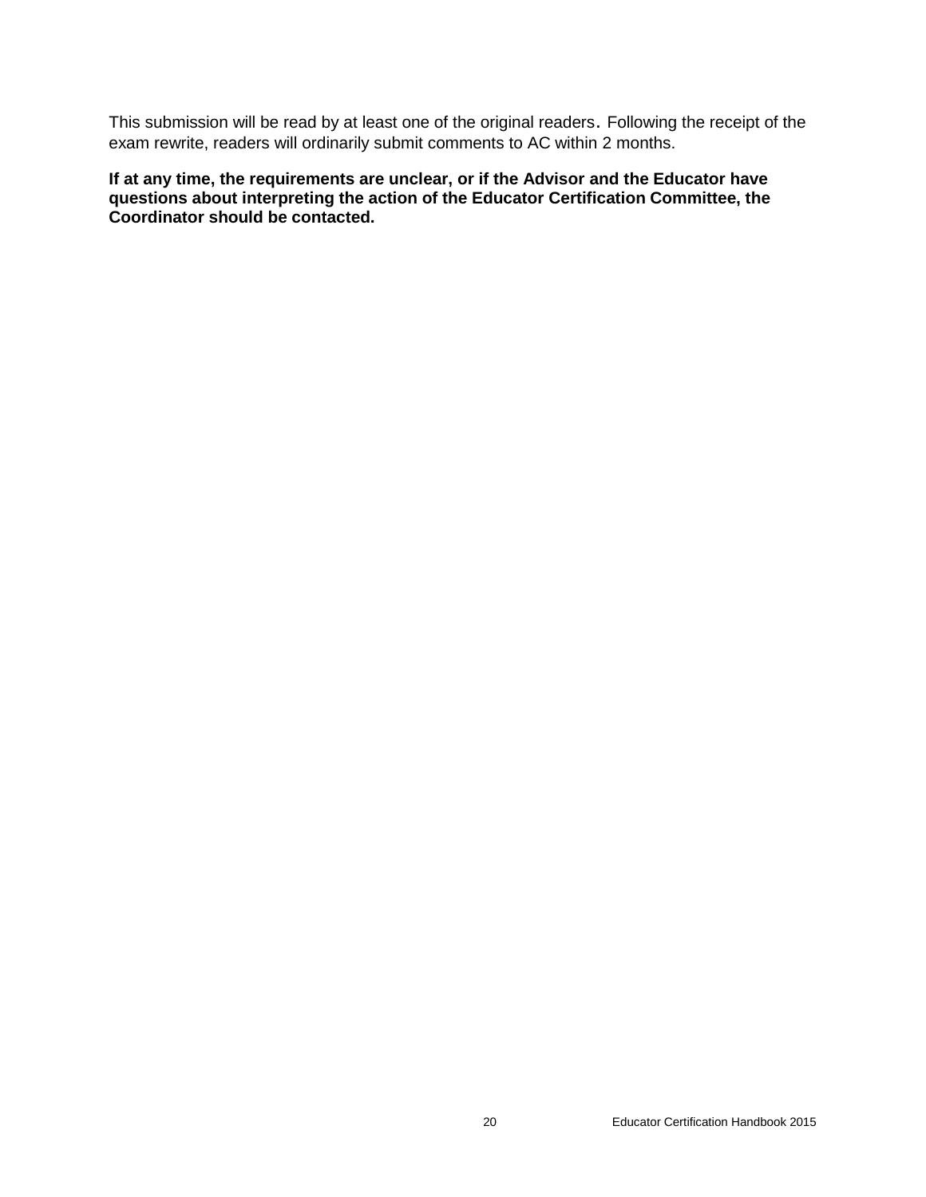This submission will be read by at least one of the original readers. Following the receipt of the exam rewrite, readers will ordinarily submit comments to AC within 2 months.

**If at any time, the requirements are unclear, or if the Advisor and the Educator have questions about interpreting the action of the Educator Certification Committee, the Coordinator should be contacted.**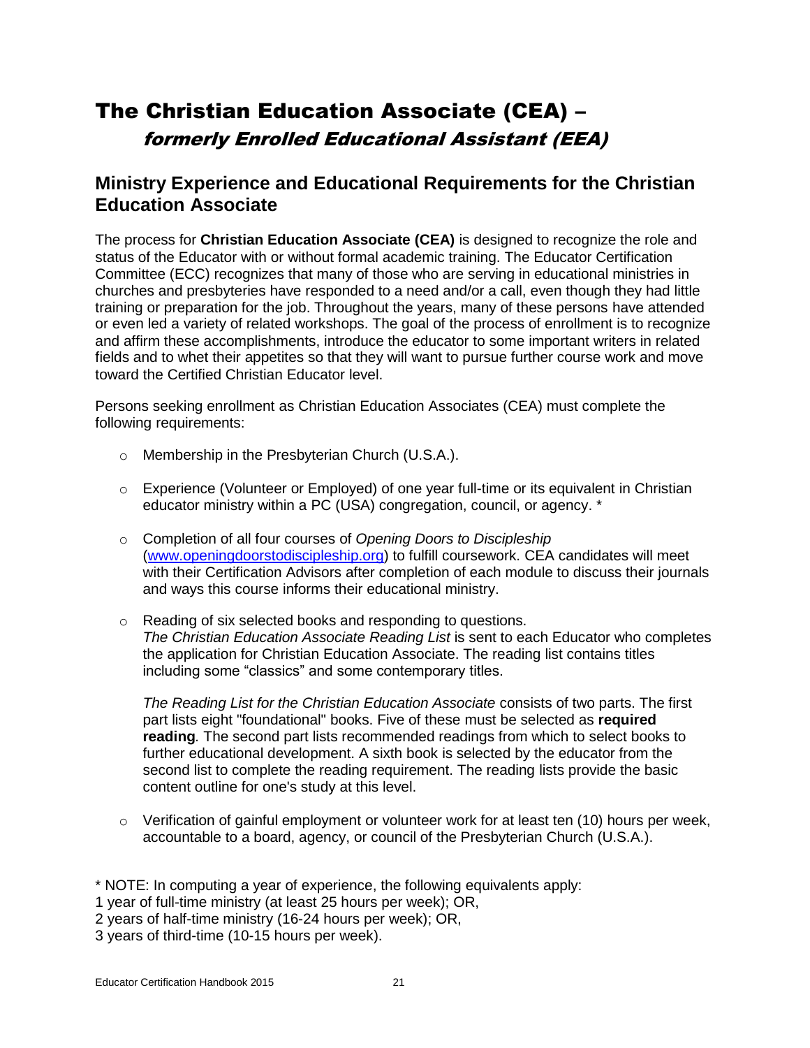# The Christian Education Associate (CEA) – *formerly Enrolled Educational Assistant (EEA)*

## Ministry Experience and Educational Requirements for the Christian Education Associate

The process for **Christian Education Associate (CEA)** is designed to recognize the role and status of the Educator with or without formal academic training. The Educator Certification Committee (ECC) recognizes that many of those who are serving in educational ministries in churches and presbyteries have responded to a need and/or a call, even though they had little training or preparation for the job. Throughout the years, many of these persons have attended or even led a variety of related workshops. The goal of the process of enrollment is to recognize and affirm these accomplishments, introduce the educator to some important writers in related fields and to whet their appetites so that they will want to pursue further course work and move toward the Certified Christian Educator level.

Persons seeking enrollment as Christian Education Associates (CEA) must complete the following requirements:

- Membership in the Presbyterian Church (U.S.A.).
- Experience (Volunteer or Employed) of one year full-time or its equivalent in Christian educator ministry within a PC (USA) congregation, council, or agency. *
- Completion of all four courses of *Opening Doors to Discipleship* ([www.openingdoorstodiscipleship.org](www.openingdoorstodiscipleship.org)) to fulfill coursework. CEA candidates will meet with their Certification Advisors after completion of each module to discuss their journals and ways this course informs their educational ministry.
- Reading of six selected books and responding to questions.
  *The Christian Education Associate Reading List* is sent to each Educator who completes the application for Christian Education Associate. The reading list contains titles including some "classics" and some contemporary titles.

  *The Reading List for the Christian Education Associate* consists of two parts. The first part lists eight "foundational" books. Five of these must be selected as **required reading**. The second part lists recommended readings from which to select books to further educational development. A sixth book is selected by the educator from the second list to complete the reading requirement. The reading lists provide the basic content outline for one's study at this level.
- Verification of gainful employment or volunteer work for at least ten (10) hours per week, accountable to a board, agency, or council of the Presbyterian Church (U.S.A.).

* NOTE: In computing a year of experience, the following equivalents apply:
1 year of full-time ministry (at least 25 hours per week); OR,
2 years of half-time ministry (16-24 hours per week); OR,
3 years of third-time (10-15 hours per week).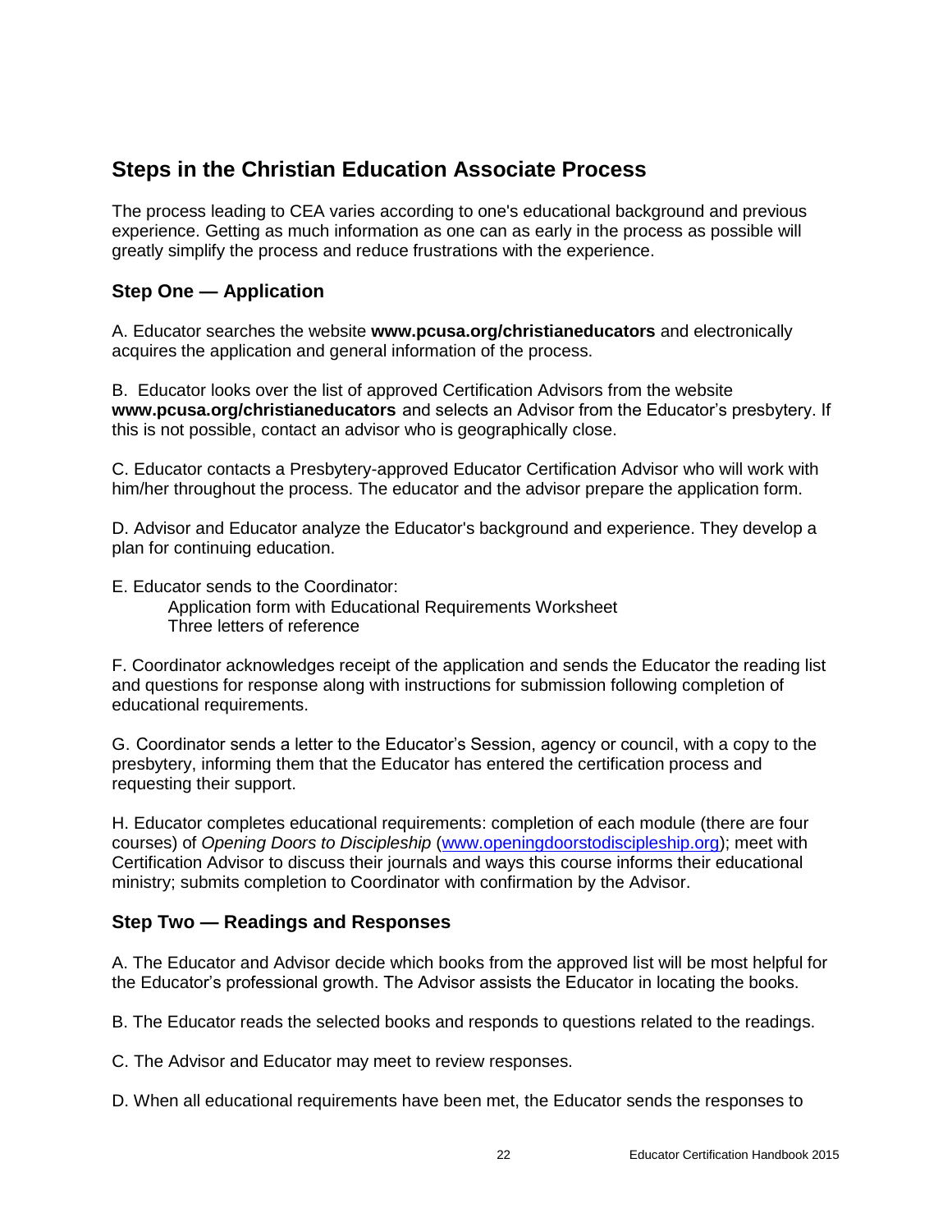## Steps in the Christian Education Associate Process

The process leading to CEA varies according to one's educational background and previous experience. Getting as much information as one can as early in the process as possible will greatly simplify the process and reduce frustrations with the experience.

### Step One — Application

A. Educator searches the website **www.pcusa.org/christianeducators** and electronically acquires the application and general information of the process.

B. Educator looks over the list of approved Certification Advisors from the website **www.pcusa.org/christianeducators** and selects an Advisor from the Educator's presbytery. If this is not possible, contact an advisor who is geographically close.

C. Educator contacts a Presbytery-approved Educator Certification Advisor who will work with him/her throughout the process. The educator and the advisor prepare the application form.

D. Advisor and Educator analyze the Educator's background and experience. They develop a plan for continuing education.

E. Educator sends to the Coordinator:

Application form with Educational Requirements Worksheet
Three letters of reference

F. Coordinator acknowledges receipt of the application and sends the Educator the reading list and questions for response along with instructions for submission following completion of educational requirements.

G. Coordinator sends a letter to the Educator's Session, agency or council, with a copy to the presbytery, informing them that the Educator has entered the certification process and requesting their support.

H. Educator completes educational requirements: completion of each module (there are four courses) of *Opening Doors to Discipleship* (www.openingdoorstodiscipleship.org); meet with Certification Advisor to discuss their journals and ways this course informs their educational ministry; submits completion to Coordinator with confirmation by the Advisor.

### Step Two — Readings and Responses

A. The Educator and Advisor decide which books from the approved list will be most helpful for the Educator's professional growth. The Advisor assists the Educator in locating the books.

B. The Educator reads the selected books and responds to questions related to the readings.

C. The Advisor and Educator may meet to review responses.

D. When all educational requirements have been met, the Educator sends the responses to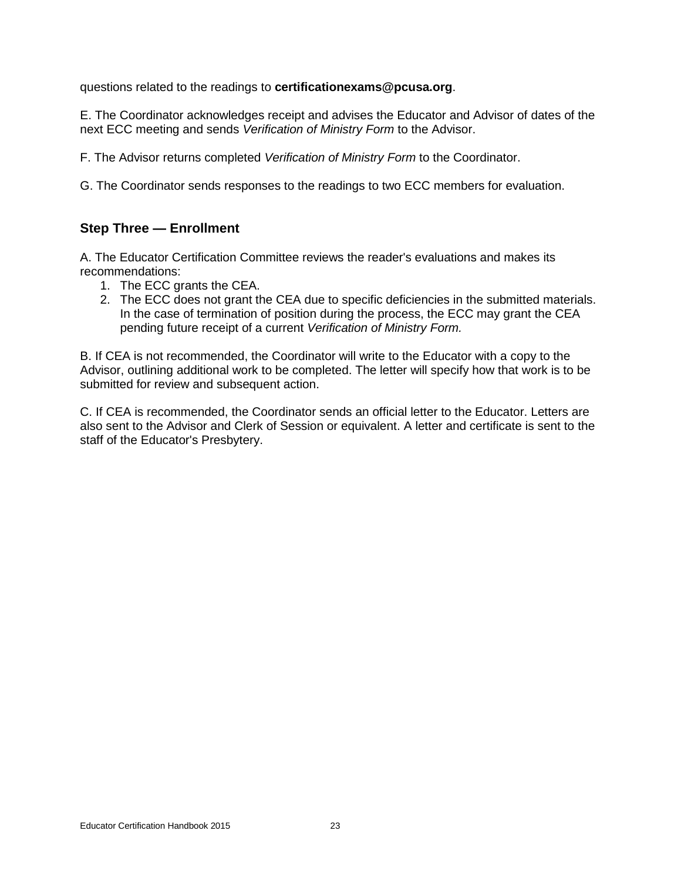questions related to the readings to **certificationexams@pcusa.org**.

E. The Coordinator acknowledges receipt and advises the Educator and Advisor of dates of the next ECC meeting and sends *Verification of Ministry Form* to the Advisor.

F. The Advisor returns completed *Verification of Ministry Form* to the Coordinator.

G. The Coordinator sends responses to the readings to two ECC members for evaluation.

## Step Three — Enrollment

A. The Educator Certification Committee reviews the reader's evaluations and makes its recommendations:

1. The ECC grants the CEA.
2. The ECC does not grant the CEA due to specific deficiencies in the submitted materials. In the case of termination of position during the process, the ECC may grant the CEA pending future receipt of a current *Verification of Ministry Form.*

B. If CEA is not recommended, the Coordinator will write to the Educator with a copy to the Advisor, outlining additional work to be completed. The letter will specify how that work is to be submitted for review and subsequent action.

C. If CEA is recommended, the Coordinator sends an official letter to the Educator. Letters are also sent to the Advisor and Clerk of Session or equivalent. A letter and certificate is sent to the staff of the Educator's Presbytery.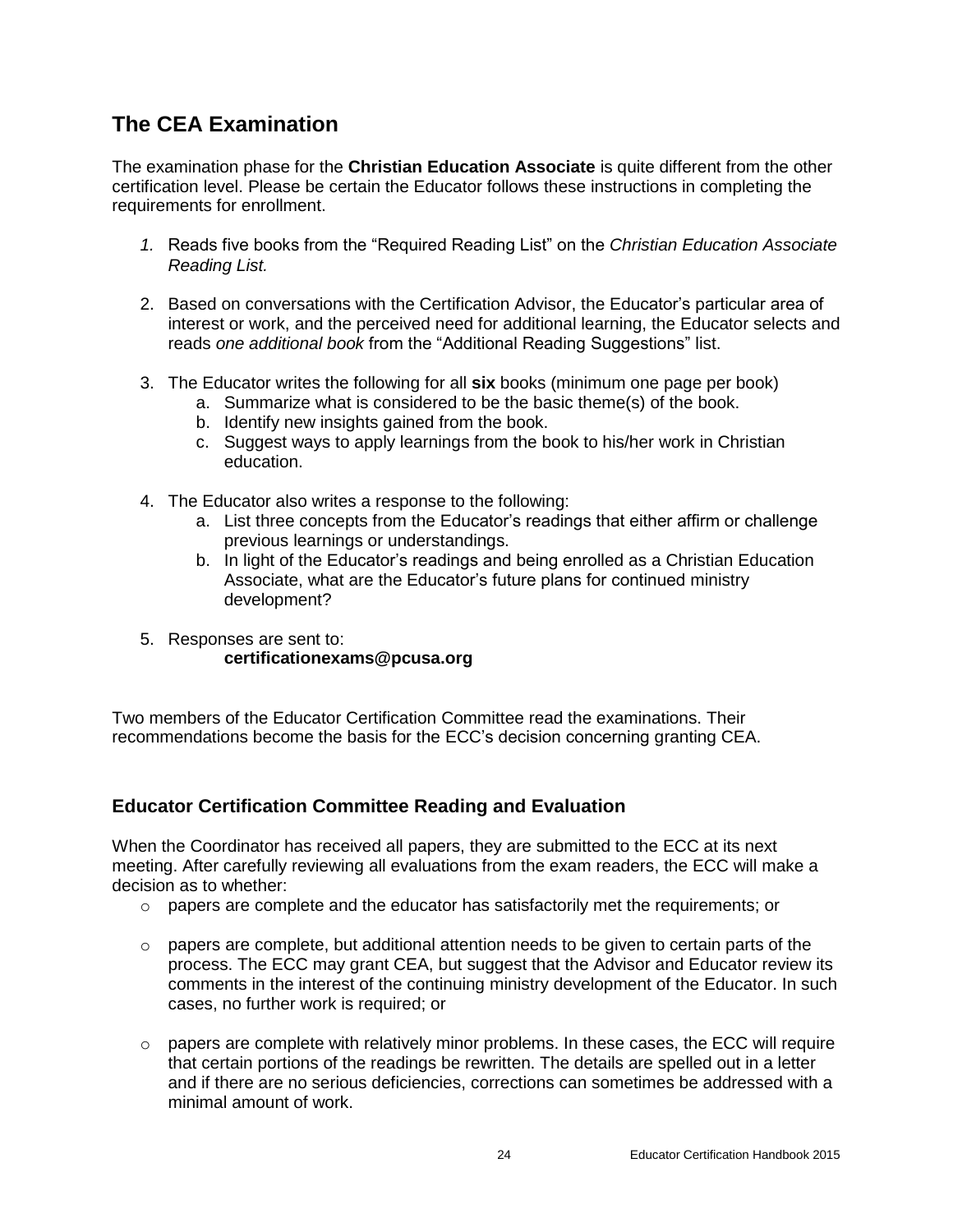## The CEA Examination

The examination phase for the **Christian Education Associate** is quite different from the other certification level. Please be certain the Educator follows these instructions in completing the requirements for enrollment.

1. Reads five books from the "Required Reading List" on the *Christian Education Associate Reading List.*

2. Based on conversations with the Certification Advisor, the Educator's particular area of interest or work, and the perceived need for additional learning, the Educator selects and reads *one additional book* from the "Additional Reading Suggestions" list.

3. The Educator writes the following for all **six** books (minimum one page per book)
   a. Summarize what is considered to be the basic theme(s) of the book.
   b. Identify new insights gained from the book.
   c. Suggest ways to apply learnings from the book to his/her work in Christian education.

4. The Educator also writes a response to the following:
   a. List three concepts from the Educator's readings that either affirm or challenge previous learnings or understandings.
   b. In light of the Educator's readings and being enrolled as a Christian Education Associate, what are the Educator's future plans for continued ministry development?

5. Responses are sent to:
   **certificationexams@pcusa.org**

Two members of the Educator Certification Committee read the examinations. Their recommendations become the basis for the ECC's decision concerning granting CEA.

### Educator Certification Committee Reading and Evaluation

When the Coordinator has received all papers, they are submitted to the ECC at its next meeting. After carefully reviewing all evaluations from the exam readers, the ECC will make a decision as to whether:

- papers are complete and the educator has satisfactorily met the requirements; or

- papers are complete, but additional attention needs to be given to certain parts of the process. The ECC may grant CEA, but suggest that the Advisor and Educator review its comments in the interest of the continuing ministry development of the Educator. In such cases, no further work is required; or

- papers are complete with relatively minor problems. In these cases, the ECC will require that certain portions of the readings be rewritten. The details are spelled out in a letter and if there are no serious deficiencies, corrections can sometimes be addressed with a minimal amount of work.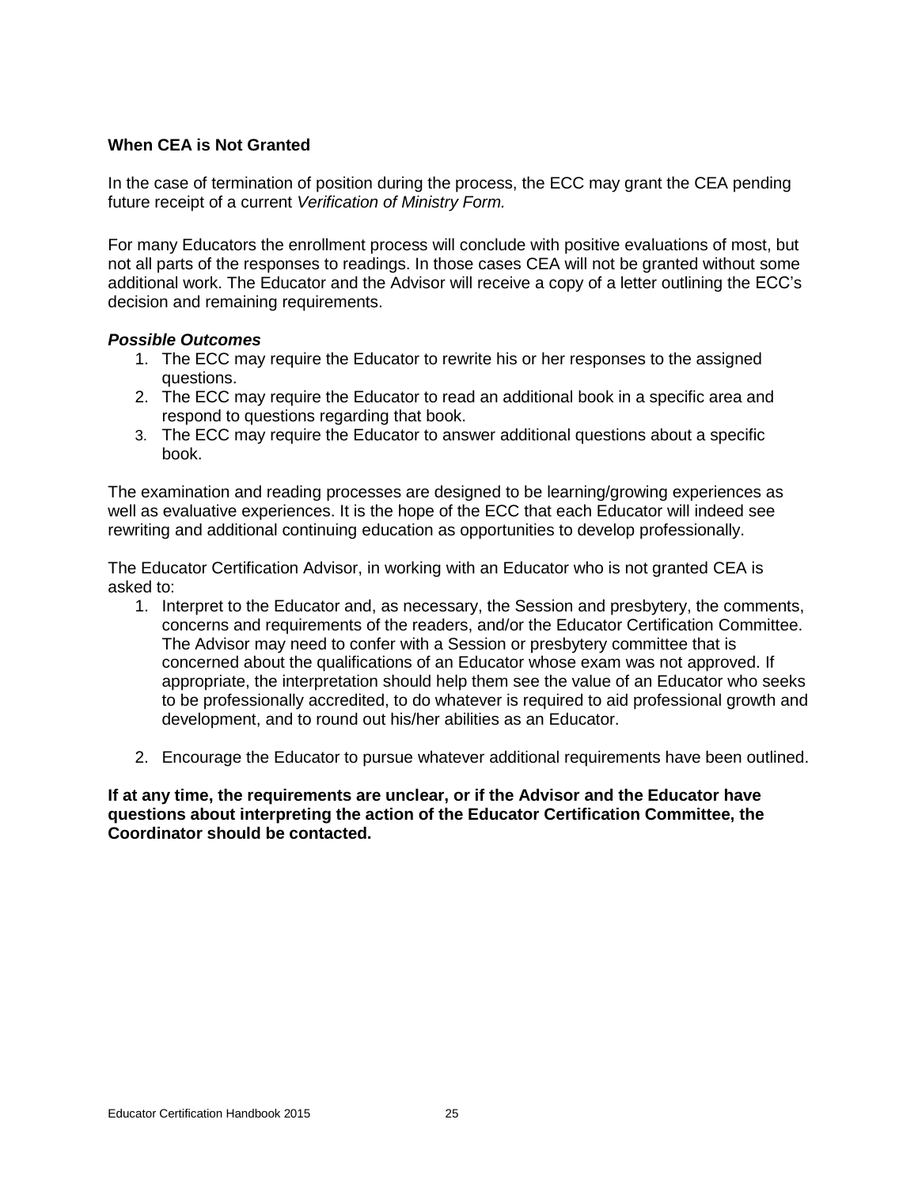**When CEA is Not Granted**

In the case of termination of position during the process, the ECC may grant the CEA pending future receipt of a current *Verification of Ministry Form.*

For many Educators the enrollment process will conclude with positive evaluations of most, but not all parts of the responses to readings. In those cases CEA will not be granted without some additional work. The Educator and the Advisor will receive a copy of a letter outlining the ECC's decision and remaining requirements.

***Possible Outcomes***

1. The ECC may require the Educator to rewrite his or her responses to the assigned questions.
2. The ECC may require the Educator to read an additional book in a specific area and respond to questions regarding that book.
3. The ECC may require the Educator to answer additional questions about a specific book.

The examination and reading processes are designed to be learning/growing experiences as well as evaluative experiences. It is the hope of the ECC that each Educator will indeed see rewriting and additional continuing education as opportunities to develop professionally.

The Educator Certification Advisor, in working with an Educator who is not granted CEA is asked to:

1. Interpret to the Educator and, as necessary, the Session and presbytery, the comments, concerns and requirements of the readers, and/or the Educator Certification Committee. The Advisor may need to confer with a Session or presbytery committee that is concerned about the qualifications of an Educator whose exam was not approved. If appropriate, the interpretation should help them see the value of an Educator who seeks to be professionally accredited, to do whatever is required to aid professional growth and development, and to round out his/her abilities as an Educator.

2. Encourage the Educator to pursue whatever additional requirements have been outlined.

**If at any time, the requirements are unclear, or if the Advisor and the Educator have questions about interpreting the action of the Educator Certification Committee, the Coordinator should be contacted.**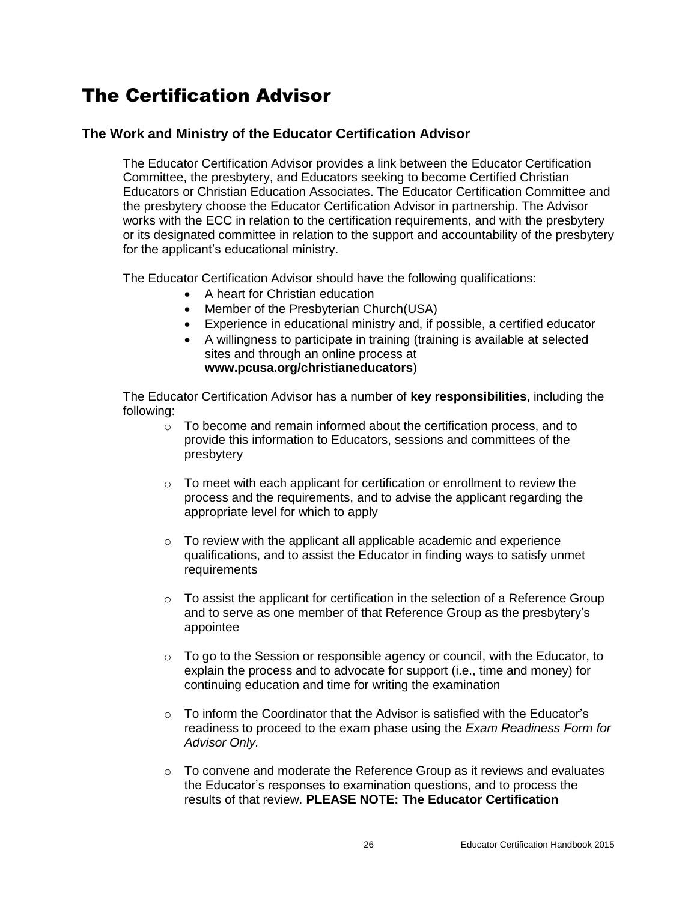# The Certification Advisor

## The Work and Ministry of the Educator Certification Advisor

The Educator Certification Advisor provides a link between the Educator Certification Committee, the presbytery, and Educators seeking to become Certified Christian Educators or Christian Education Associates. The Educator Certification Committee and the presbytery choose the Educator Certification Advisor in partnership. The Advisor works with the ECC in relation to the certification requirements, and with the presbytery or its designated committee in relation to the support and accountability of the presbytery for the applicant's educational ministry.

The Educator Certification Advisor should have the following qualifications:

- A heart for Christian education
- Member of the Presbyterian Church(USA)
- Experience in educational ministry and, if possible, a certified educator
- A willingness to participate in training (training is available at selected sites and through an online process at **www.pcusa.org/christianeducators**)

The Educator Certification Advisor has a number of **key responsibilities**, including the following:

- To become and remain informed about the certification process, and to provide this information to Educators, sessions and committees of the presbytery
- To meet with each applicant for certification or enrollment to review the process and the requirements, and to advise the applicant regarding the appropriate level for which to apply
- To review with the applicant all applicable academic and experience qualifications, and to assist the Educator in finding ways to satisfy unmet requirements
- To assist the applicant for certification in the selection of a Reference Group and to serve as one member of that Reference Group as the presbytery's appointee
- To go to the Session or responsible agency or council, with the Educator, to explain the process and to advocate for support (i.e., time and money) for continuing education and time for writing the examination
- To inform the Coordinator that the Advisor is satisfied with the Educator's readiness to proceed to the exam phase using the *Exam Readiness Form for Advisor Only.*
- To convene and moderate the Reference Group as it reviews and evaluates the Educator's responses to examination questions, and to process the results of that review. **PLEASE NOTE: The Educator Certification**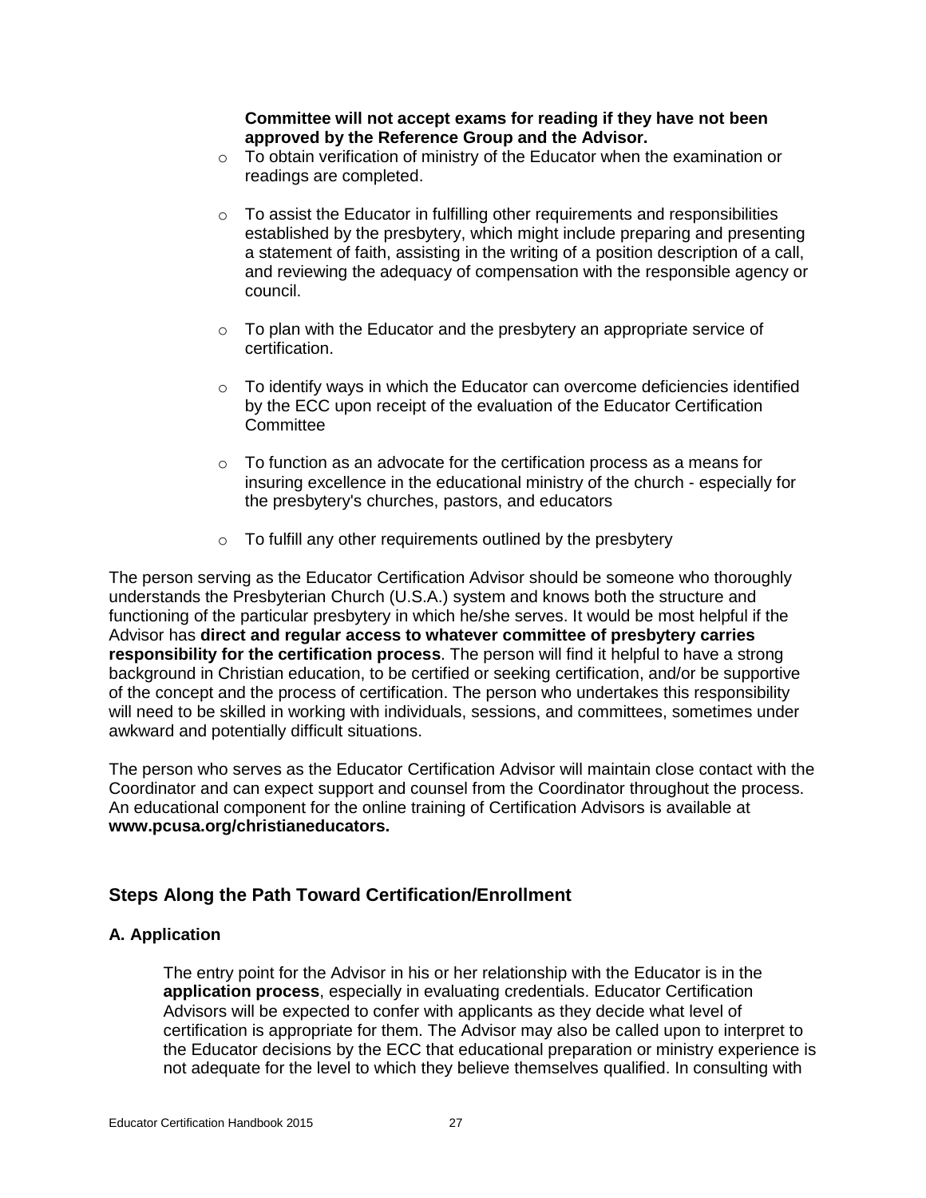**Committee will not accept exams for reading if they have not been approved by the Reference Group and the Advisor.**

- To obtain verification of ministry of the Educator when the examination or readings are completed.

- To assist the Educator in fulfilling other requirements and responsibilities established by the presbytery, which might include preparing and presenting a statement of faith, assisting in the writing of a position description of a call, and reviewing the adequacy of compensation with the responsible agency or council.

- To plan with the Educator and the presbytery an appropriate service of certification.

- To identify ways in which the Educator can overcome deficiencies identified by the ECC upon receipt of the evaluation of the Educator Certification Committee

- To function as an advocate for the certification process as a means for insuring excellence in the educational ministry of the church - especially for the presbytery's churches, pastors, and educators

- To fulfill any other requirements outlined by the presbytery

The person serving as the Educator Certification Advisor should be someone who thoroughly understands the Presbyterian Church (U.S.A.) system and knows both the structure and functioning of the particular presbytery in which he/she serves. It would be most helpful if the Advisor has **direct and regular access to whatever committee of presbytery carries responsibility for the certification process**. The person will find it helpful to have a strong background in Christian education, to be certified or seeking certification, and/or be supportive of the concept and the process of certification. The person who undertakes this responsibility will need to be skilled in working with individuals, sessions, and committees, sometimes under awkward and potentially difficult situations.

The person who serves as the Educator Certification Advisor will maintain close contact with the Coordinator and can expect support and counsel from the Coordinator throughout the process. An educational component for the online training of Certification Advisors is available at **www.pcusa.org/christianeducators.**

## Steps Along the Path Toward Certification/Enrollment

### A. Application

The entry point for the Advisor in his or her relationship with the Educator is in the **application process**, especially in evaluating credentials. Educator Certification Advisors will be expected to confer with applicants as they decide what level of certification is appropriate for them. The Advisor may also be called upon to interpret to the Educator decisions by the ECC that educational preparation or ministry experience is not adequate for the level to which they believe themselves qualified. In consulting with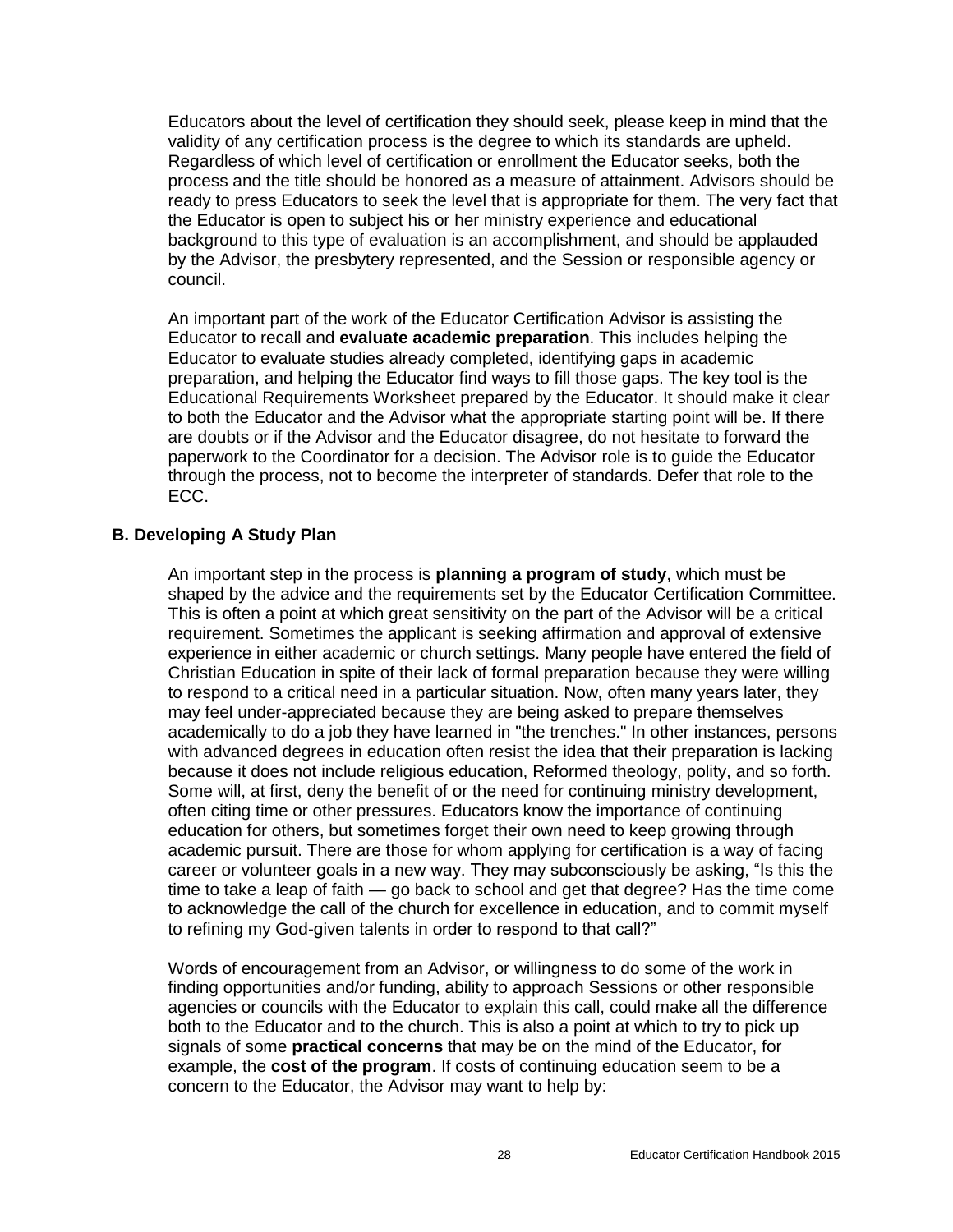Educators about the level of certification they should seek, please keep in mind that the validity of any certification process is the degree to which its standards are upheld. Regardless of which level of certification or enrollment the Educator seeks, both the process and the title should be honored as a measure of attainment. Advisors should be ready to press Educators to seek the level that is appropriate for them. The very fact that the Educator is open to subject his or her ministry experience and educational background to this type of evaluation is an accomplishment, and should be applauded by the Advisor, the presbytery represented, and the Session or responsible agency or council.

An important part of the work of the Educator Certification Advisor is assisting the Educator to recall and **evaluate academic preparation**. This includes helping the Educator to evaluate studies already completed, identifying gaps in academic preparation, and helping the Educator find ways to fill those gaps. The key tool is the Educational Requirements Worksheet prepared by the Educator. It should make it clear to both the Educator and the Advisor what the appropriate starting point will be. If there are doubts or if the Advisor and the Educator disagree, do not hesitate to forward the paperwork to the Coordinator for a decision. The Advisor role is to guide the Educator through the process, not to become the interpreter of standards. Defer that role to the ECC.

### B. Developing A Study Plan

An important step in the process is **planning a program of study**, which must be shaped by the advice and the requirements set by the Educator Certification Committee. This is often a point at which great sensitivity on the part of the Advisor will be a critical requirement. Sometimes the applicant is seeking affirmation and approval of extensive experience in either academic or church settings. Many people have entered the field of Christian Education in spite of their lack of formal preparation because they were willing to respond to a critical need in a particular situation. Now, often many years later, they may feel under-appreciated because they are being asked to prepare themselves academically to do a job they have learned in "the trenches." In other instances, persons with advanced degrees in education often resist the idea that their preparation is lacking because it does not include religious education, Reformed theology, polity, and so forth. Some will, at first, deny the benefit of or the need for continuing ministry development, often citing time or other pressures. Educators know the importance of continuing education for others, but sometimes forget their own need to keep growing through academic pursuit. There are those for whom applying for certification is a way of facing career or volunteer goals in a new way. They may subconsciously be asking, "Is this the time to take a leap of faith — go back to school and get that degree? Has the time come to acknowledge the call of the church for excellence in education, and to commit myself to refining my God-given talents in order to respond to that call?"

Words of encouragement from an Advisor, or willingness to do some of the work in finding opportunities and/or funding, ability to approach Sessions or other responsible agencies or councils with the Educator to explain this call, could make all the difference both to the Educator and to the church. This is also a point at which to try to pick up signals of some **practical concerns** that may be on the mind of the Educator, for example, the **cost of the program**. If costs of continuing education seem to be a concern to the Educator, the Advisor may want to help by: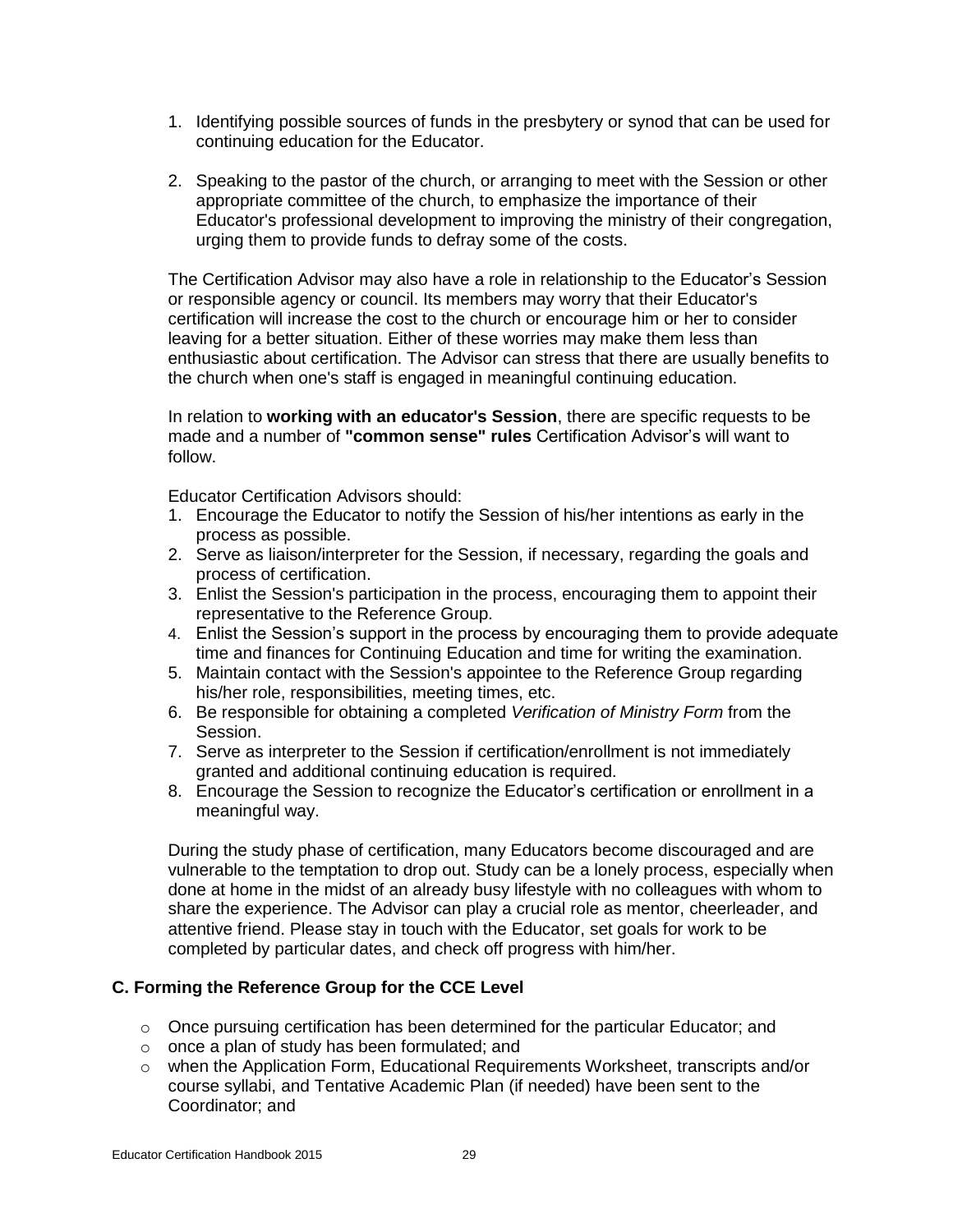1. Identifying possible sources of funds in the presbytery or synod that can be used for continuing education for the Educator.

2. Speaking to the pastor of the church, or arranging to meet with the Session or other appropriate committee of the church, to emphasize the importance of their Educator's professional development to improving the ministry of their congregation, urging them to provide funds to defray some of the costs.

The Certification Advisor may also have a role in relationship to the Educator's Session or responsible agency or council. Its members may worry that their Educator's certification will increase the cost to the church or encourage him or her to consider leaving for a better situation. Either of these worries may make them less than enthusiastic about certification. The Advisor can stress that there are usually benefits to the church when one's staff is engaged in meaningful continuing education.

In relation to **working with an educator's Session**, there are specific requests to be made and a number of **"common sense" rules** Certification Advisor's will want to follow.

Educator Certification Advisors should:

1. Encourage the Educator to notify the Session of his/her intentions as early in the process as possible.
2. Serve as liaison/interpreter for the Session, if necessary, regarding the goals and process of certification.
3. Enlist the Session's participation in the process, encouraging them to appoint their representative to the Reference Group.
4. Enlist the Session's support in the process by encouraging them to provide adequate time and finances for Continuing Education and time for writing the examination.
5. Maintain contact with the Session's appointee to the Reference Group regarding his/her role, responsibilities, meeting times, etc.
6. Be responsible for obtaining a completed *Verification of Ministry Form* from the Session.
7. Serve as interpreter to the Session if certification/enrollment is not immediately granted and additional continuing education is required.
8. Encourage the Session to recognize the Educator's certification or enrollment in a meaningful way.

During the study phase of certification, many Educators become discouraged and are vulnerable to the temptation to drop out. Study can be a lonely process, especially when done at home in the midst of an already busy lifestyle with no colleagues with whom to share the experience. The Advisor can play a crucial role as mentor, cheerleader, and attentive friend. Please stay in touch with the Educator, set goals for work to be completed by particular dates, and check off progress with him/her.

### C. Forming the Reference Group for the CCE Level

- Once pursuing certification has been determined for the particular Educator; and
- once a plan of study has been formulated; and
- when the Application Form, Educational Requirements Worksheet, transcripts and/or course syllabi, and Tentative Academic Plan (if needed) have been sent to the Coordinator; and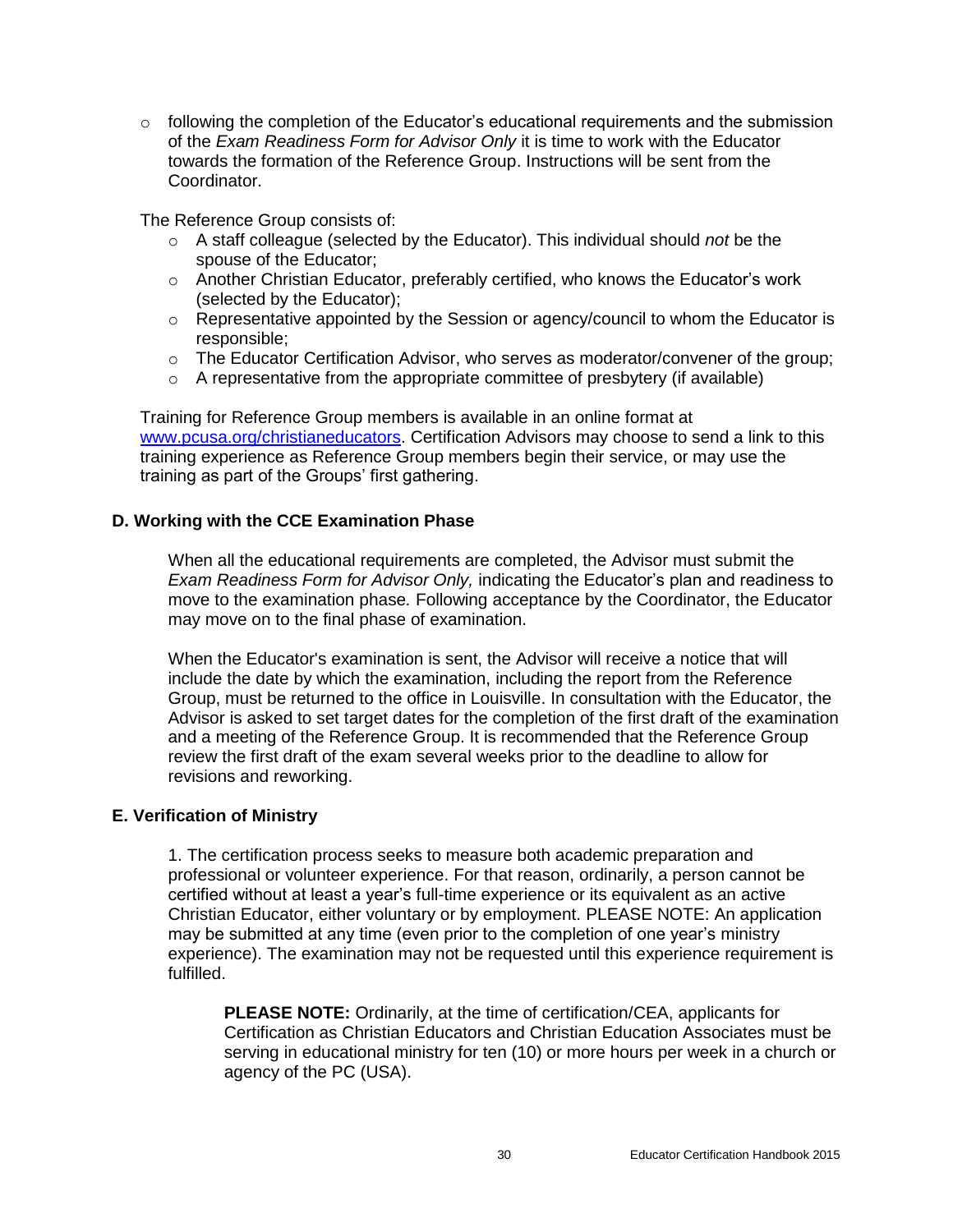- following the completion of the Educator's educational requirements and the submission of the *Exam Readiness Form for Advisor Only* it is time to work with the Educator towards the formation of the Reference Group. Instructions will be sent from the Coordinator.

The Reference Group consists of:

- A staff colleague (selected by the Educator). This individual should *not* be the spouse of the Educator;
- Another Christian Educator, preferably certified, who knows the Educator's work (selected by the Educator);
- Representative appointed by the Session or agency/council to whom the Educator is responsible;
- The Educator Certification Advisor, who serves as moderator/convener of the group;
- A representative from the appropriate committee of presbytery (if available)

Training for Reference Group members is available in an online format at [www.pcusa.org/christianeducators](http://www.pcusa.org/christianeducators). Certification Advisors may choose to send a link to this training experience as Reference Group members begin their service, or may use the training as part of the Groups' first gathering.

## D. Working with the CCE Examination Phase

When all the educational requirements are completed, the Advisor must submit the *Exam Readiness Form for Advisor Only,* indicating the Educator's plan and readiness to move to the examination phase*.* Following acceptance by the Coordinator, the Educator may move on to the final phase of examination.

When the Educator's examination is sent, the Advisor will receive a notice that will include the date by which the examination, including the report from the Reference Group, must be returned to the office in Louisville. In consultation with the Educator, the Advisor is asked to set target dates for the completion of the first draft of the examination and a meeting of the Reference Group. It is recommended that the Reference Group review the first draft of the exam several weeks prior to the deadline to allow for revisions and reworking.

## E. Verification of Ministry

1. The certification process seeks to measure both academic preparation and professional or volunteer experience. For that reason, ordinarily, a person cannot be certified without at least a year's full-time experience or its equivalent as an active Christian Educator, either voluntary or by employment. PLEASE NOTE: An application may be submitted at any time (even prior to the completion of one year's ministry experience). The examination may not be requested until this experience requirement is fulfilled.

> **PLEASE NOTE:** Ordinarily, at the time of certification/CEA, applicants for Certification as Christian Educators and Christian Education Associates must be serving in educational ministry for ten (10) or more hours per week in a church or agency of the PC (USA).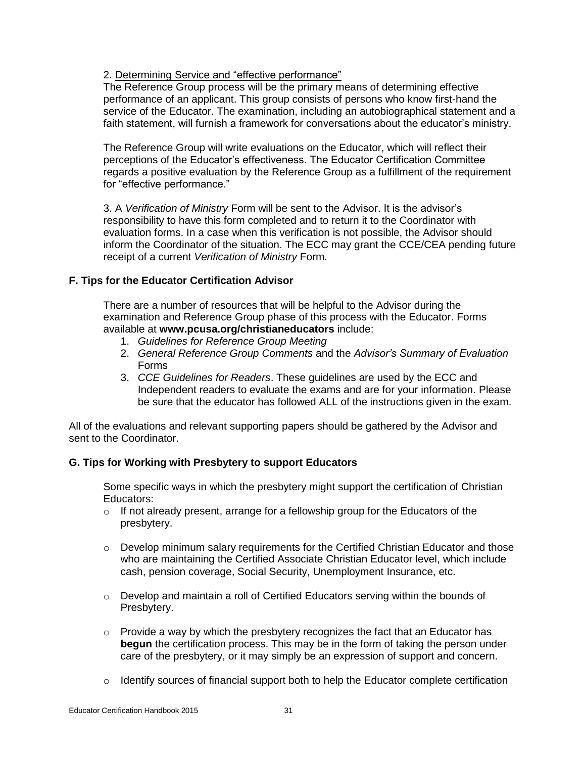2. Determining Service and "effective performance"

The Reference Group process will be the primary means of determining effective performance of an applicant. This group consists of persons who know first-hand the service of the Educator. The examination, including an autobiographical statement and a faith statement, will furnish a framework for conversations about the educator's ministry.

The Reference Group will write evaluations on the Educator, which will reflect their perceptions of the Educator's effectiveness. The Educator Certification Committee regards a positive evaluation by the Reference Group as a fulfillment of the requirement for "effective performance."

3. A *Verification of Ministry* Form will be sent to the Advisor. It is the advisor's responsibility to have this form completed and to return it to the Coordinator with evaluation forms. In a case when this verification is not possible, the Advisor should inform the Coordinator of the situation. The ECC may grant the CCE/CEA pending future receipt of a current *Verification of Ministry* Form*.*

### F. Tips for the Educator Certification Advisor

There are a number of resources that will be helpful to the Advisor during the examination and Reference Group phase of this process with the Educator. Forms available at **www.pcusa.org/christianeducators** include:

1. *Guidelines for Reference Group Meeting*
2. *General Reference Group Comments* and the *Advisor's Summary of Evaluation* Forms
3. *CCE Guidelines for Readers*. These guidelines are used by the ECC and Independent readers to evaluate the exams and are for your information. Please be sure that the educator has followed ALL of the instructions given in the exam.

All of the evaluations and relevant supporting papers should be gathered by the Advisor and sent to the Coordinator.

### G. Tips for Working with Presbytery to support Educators

Some specific ways in which the presbytery might support the certification of Christian Educators:

- If not already present, arrange for a fellowship group for the Educators of the presbytery.
- Develop minimum salary requirements for the Certified Christian Educator and those who are maintaining the Certified Associate Christian Educator level, which include cash, pension coverage, Social Security, Unemployment Insurance, etc.
- Develop and maintain a roll of Certified Educators serving within the bounds of Presbytery.
- Provide a way by which the presbytery recognizes the fact that an Educator has **begun** the certification process. This may be in the form of taking the person under care of the presbytery, or it may simply be an expression of support and concern.
- Identify sources of financial support both to help the Educator complete certification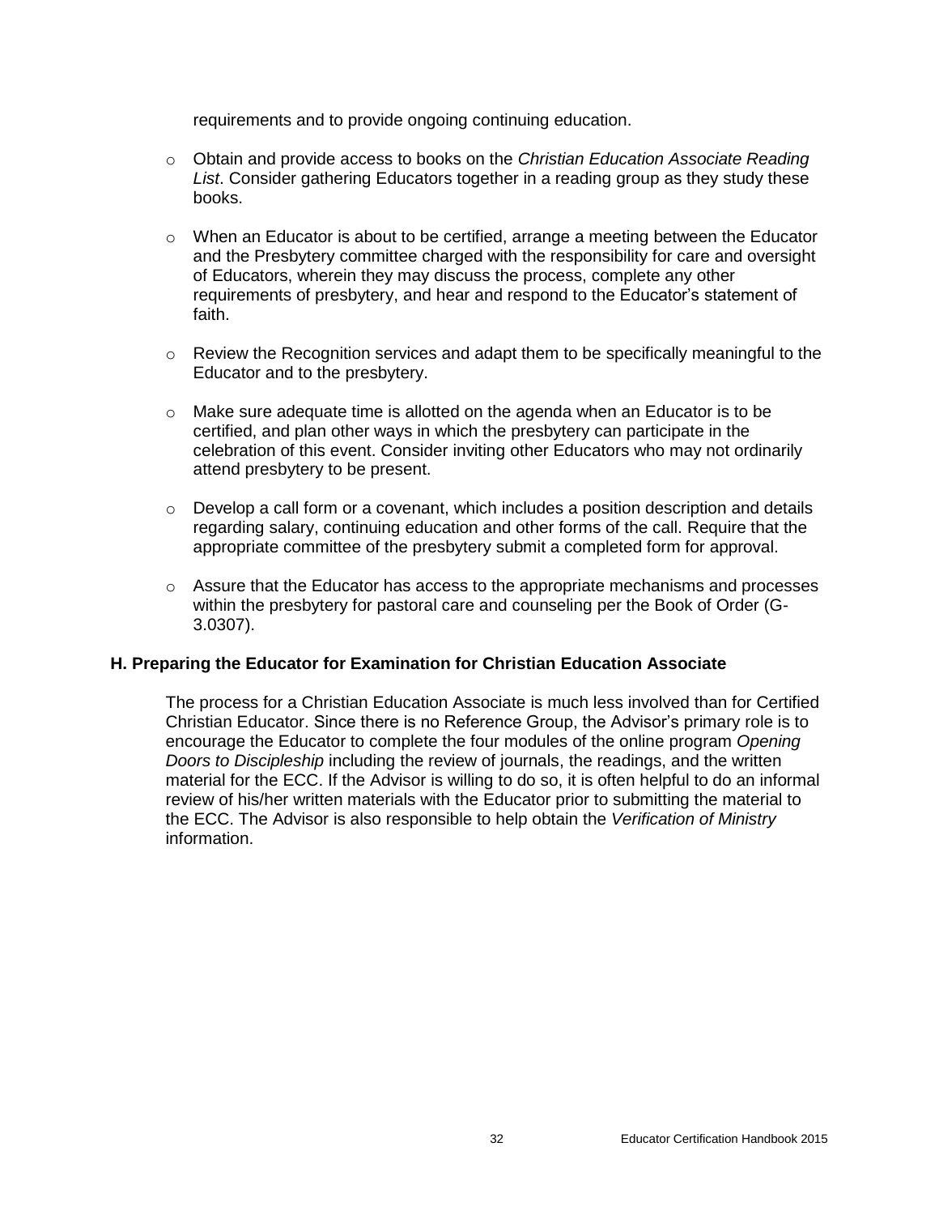requirements and to provide ongoing continuing education.

- Obtain and provide access to books on the *Christian Education Associate Reading List*. Consider gathering Educators together in a reading group as they study these books.

- When an Educator is about to be certified, arrange a meeting between the Educator and the Presbytery committee charged with the responsibility for care and oversight of Educators, wherein they may discuss the process, complete any other requirements of presbytery, and hear and respond to the Educator's statement of faith.

- Review the Recognition services and adapt them to be specifically meaningful to the Educator and to the presbytery.

- Make sure adequate time is allotted on the agenda when an Educator is to be certified, and plan other ways in which the presbytery can participate in the celebration of this event. Consider inviting other Educators who may not ordinarily attend presbytery to be present.

- Develop a call form or a covenant, which includes a position description and details regarding salary, continuing education and other forms of the call. Require that the appropriate committee of the presbytery submit a completed form for approval.

- Assure that the Educator has access to the appropriate mechanisms and processes within the presbytery for pastoral care and counseling per the Book of Order (G-3.0307).

### H. Preparing the Educator for Examination for Christian Education Associate

The process for a Christian Education Associate is much less involved than for Certified Christian Educator. Since there is no Reference Group, the Advisor's primary role is to encourage the Educator to complete the four modules of the online program *Opening Doors to Discipleship* including the review of journals, the readings, and the written material for the ECC. If the Advisor is willing to do so, it is often helpful to do an informal review of his/her written materials with the Educator prior to submitting the material to the ECC. The Advisor is also responsible to help obtain the *Verification of Ministry* information.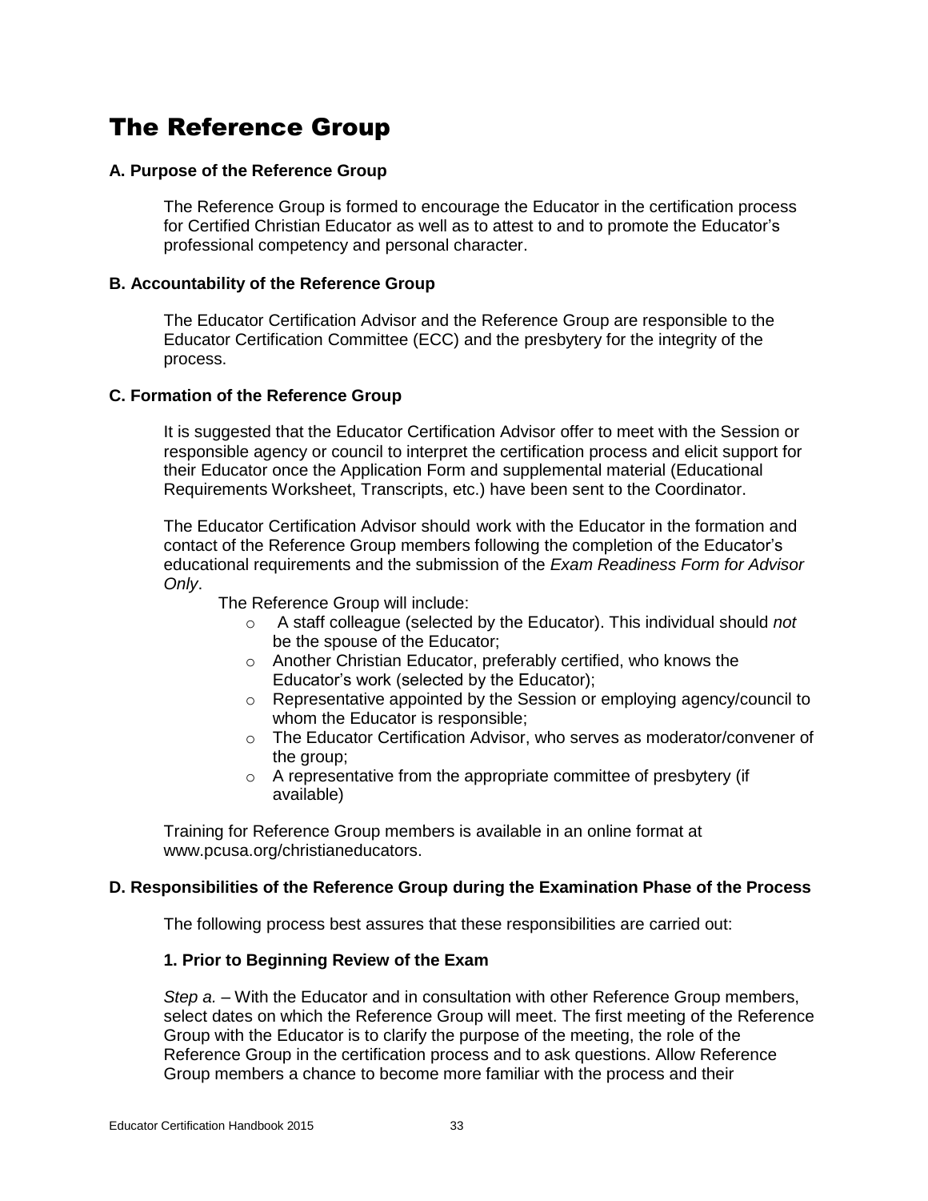# The Reference Group

### A. Purpose of the Reference Group

The Reference Group is formed to encourage the Educator in the certification process for Certified Christian Educator as well as to attest to and to promote the Educator's professional competency and personal character.

### B. Accountability of the Reference Group

The Educator Certification Advisor and the Reference Group are responsible to the Educator Certification Committee (ECC) and the presbytery for the integrity of the process.

### C. Formation of the Reference Group

It is suggested that the Educator Certification Advisor offer to meet with the Session or responsible agency or council to interpret the certification process and elicit support for their Educator once the Application Form and supplemental material (Educational Requirements Worksheet, Transcripts, etc.) have been sent to the Coordinator.

The Educator Certification Advisor should work with the Educator in the formation and contact of the Reference Group members following the completion of the Educator's educational requirements and the submission of the *Exam Readiness Form for Advisor Only*.

The Reference Group will include:

- A staff colleague (selected by the Educator). This individual should *not* be the spouse of the Educator;
- Another Christian Educator, preferably certified, who knows the Educator's work (selected by the Educator);
- Representative appointed by the Session or employing agency/council to whom the Educator is responsible;
- The Educator Certification Advisor, who serves as moderator/convener of the group;
- A representative from the appropriate committee of presbytery (if available)

Training for Reference Group members is available in an online format at www.pcusa.org/christianeducators.

### D. Responsibilities of the Reference Group during the Examination Phase of the Process

The following process best assures that these responsibilities are carried out:

#### 1. Prior to Beginning Review of the Exam

*Step a.* – With the Educator and in consultation with other Reference Group members, select dates on which the Reference Group will meet. The first meeting of the Reference Group with the Educator is to clarify the purpose of the meeting, the role of the Reference Group in the certification process and to ask questions. Allow Reference Group members a chance to become more familiar with the process and their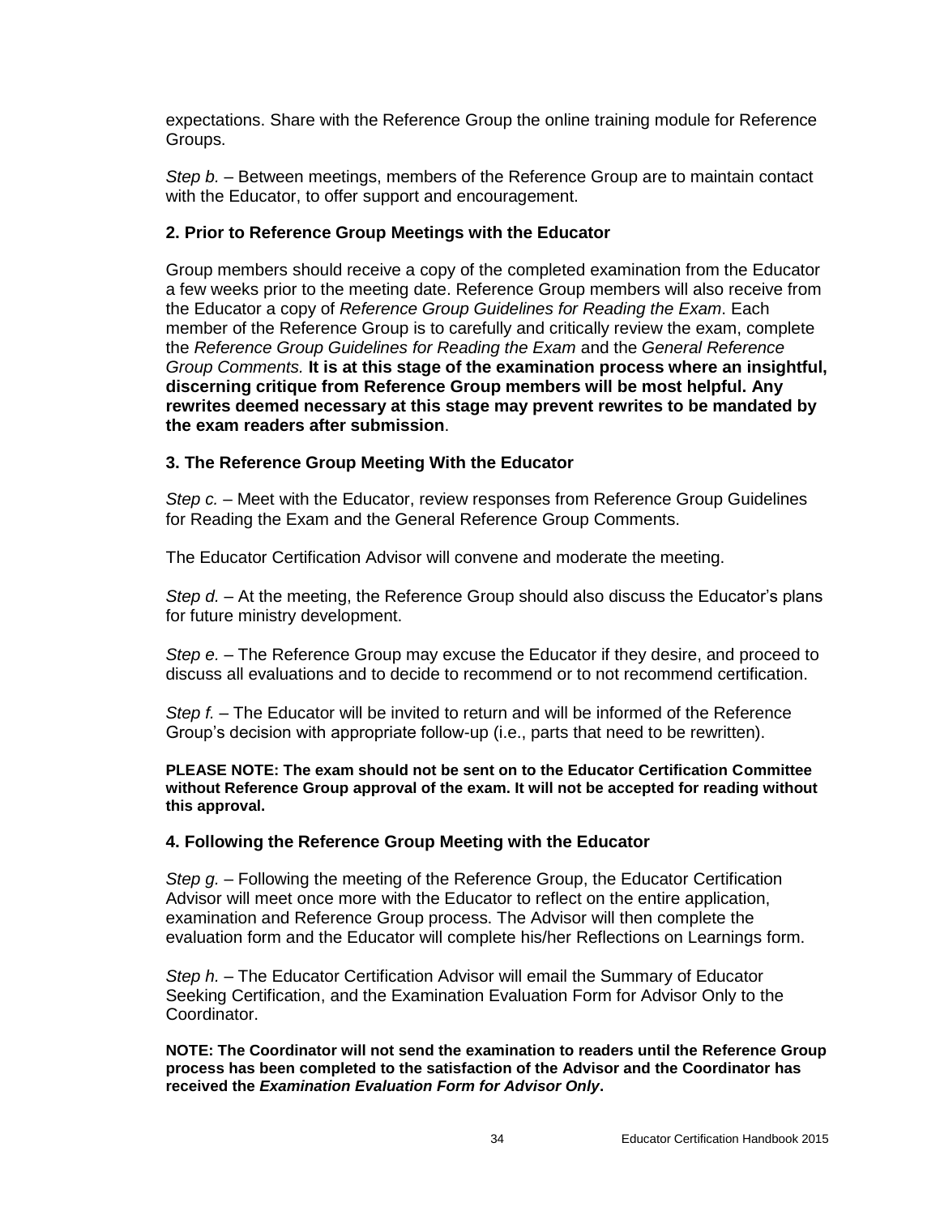expectations. Share with the Reference Group the online training module for Reference Groups.

*Step b.* – Between meetings, members of the Reference Group are to maintain contact with the Educator, to offer support and encouragement.

### 2. Prior to Reference Group Meetings with the Educator

Group members should receive a copy of the completed examination from the Educator a few weeks prior to the meeting date. Reference Group members will also receive from the Educator a copy of *Reference Group Guidelines for Reading the Exam*. Each member of the Reference Group is to carefully and critically review the exam, complete the *Reference Group Guidelines for Reading the Exam* and the *General Reference Group Comments.* **It is at this stage of the examination process where an insightful, discerning critique from Reference Group members will be most helpful. Any rewrites deemed necessary at this stage may prevent rewrites to be mandated by the exam readers after submission**.

### 3. The Reference Group Meeting With the Educator

*Step c.* – Meet with the Educator, review responses from Reference Group Guidelines for Reading the Exam and the General Reference Group Comments.

The Educator Certification Advisor will convene and moderate the meeting.

*Step d.* – At the meeting, the Reference Group should also discuss the Educator's plans for future ministry development.

*Step e.* – The Reference Group may excuse the Educator if they desire, and proceed to discuss all evaluations and to decide to recommend or to not recommend certification.

*Step f.* – The Educator will be invited to return and will be informed of the Reference Group's decision with appropriate follow-up (i.e., parts that need to be rewritten).

**PLEASE NOTE: The exam should not be sent on to the Educator Certification Committee without Reference Group approval of the exam. It will not be accepted for reading without this approval.**

### 4. Following the Reference Group Meeting with the Educator

*Step g.* – Following the meeting of the Reference Group, the Educator Certification Advisor will meet once more with the Educator to reflect on the entire application, examination and Reference Group process. The Advisor will then complete the evaluation form and the Educator will complete his/her Reflections on Learnings form.

*Step h.* – The Educator Certification Advisor will email the Summary of Educator Seeking Certification, and the Examination Evaluation Form for Advisor Only to the Coordinator.

**NOTE: The Coordinator will not send the examination to readers until the Reference Group process has been completed to the satisfaction of the Advisor and the Coordinator has received the *Examination Evaluation Form for Advisor Only*.**